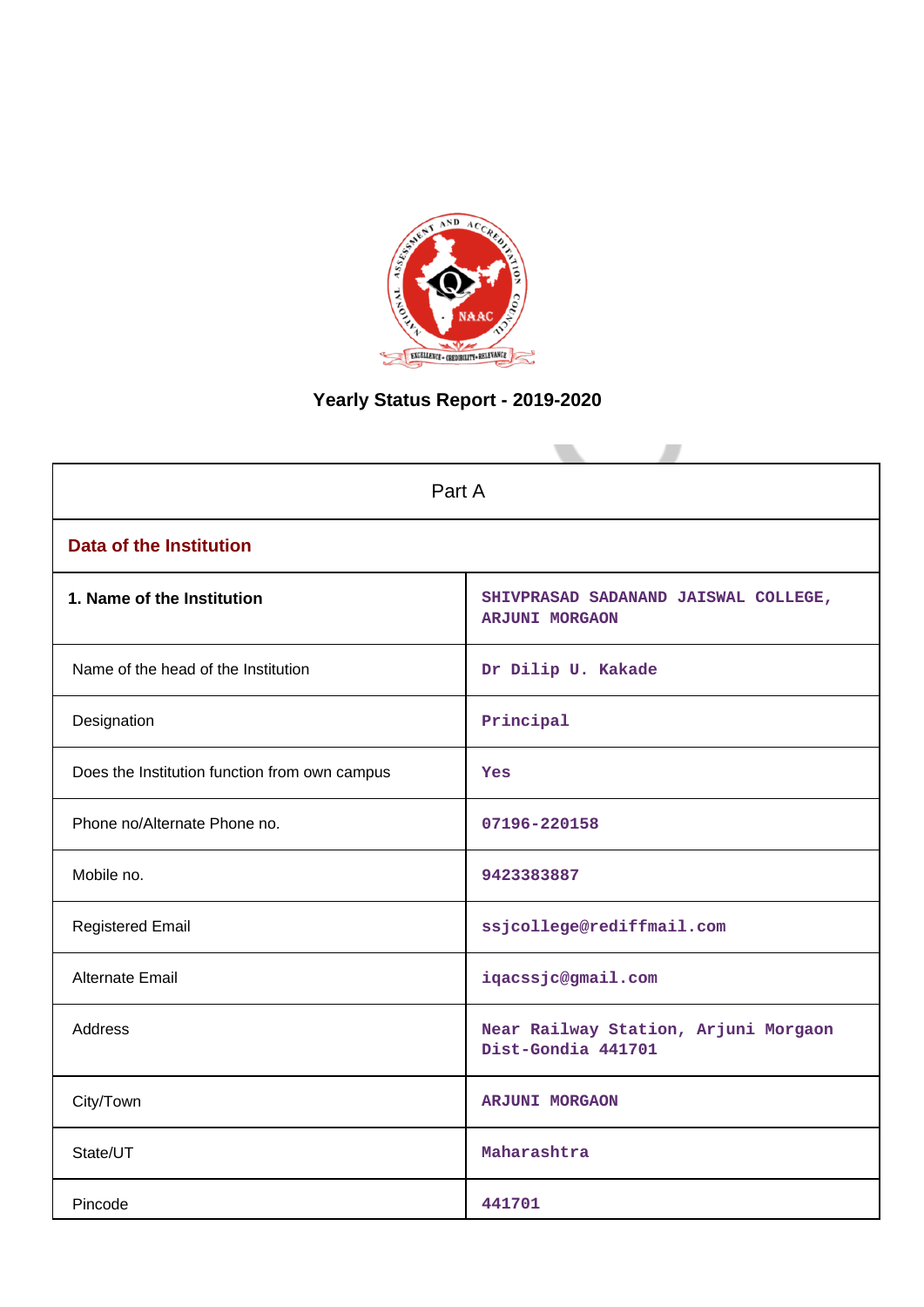# Yearly Status Report - 2019-2020

| Part A | |
|---|---|
| **Data of the Institution** | |
| **1. Name of the Institution** | SHIVPRASAD SADANAND JAISWAL COLLEGE, ARJUNI MORGAON |
| Name of the head of the Institution | Dr Dilip U. Kakade |
| Designation | Principal |
| Does the Institution function from own campus | Yes |
| Phone no/Alternate Phone no. | 07196-220158 |
| Mobile no. | 9423383887 |
| Registered Email | ssjcollege@rediffmail.com |
| Alternate Email | iqacssjc@gmail.com |
| Address | Near Railway Station, Arjuni Morgaon Dist-Gondia 441701 |
| City/Town | ARJUNI MORGAON |
| State/UT | Maharashtra |
| Pincode | 441701 |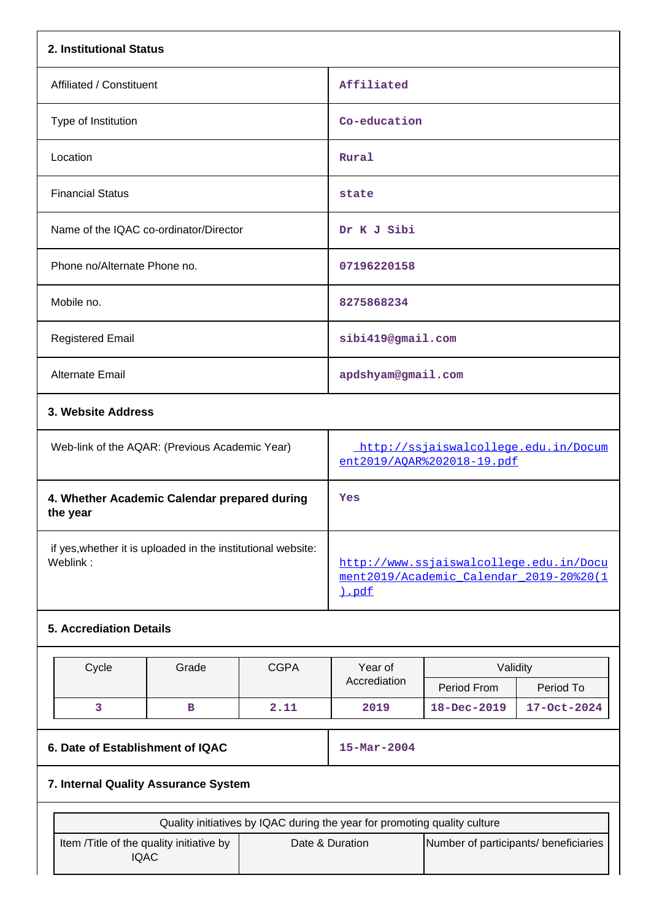## 2. Institutional Status

| | |
|---|---|
| Affiliated / Constituent | Affiliated |
| Type of Institution | Co-education |
| Location | Rural |
| Financial Status | state |
| Name of the IQAC co-ordinator/Director | Dr K J Sibi |
| Phone no/Alternate Phone no. | 07196220158 |
| Mobile no. | 8275868234 |
| Registered Email | sibi419@gmail.com |
| Alternate Email | apdshyam@gmail.com |

## 3. Website Address

| | |
|---|---|
| Web-link of the AQAR: (Previous Academic Year) | http://ssjaiswalcollege.edu.in/Document2019/AQAR%202018-19.pdf |

| | |
|---|---|
| **4. Whether Academic Calendar prepared during the year** | Yes |
| if yes,whether it is uploaded in the institutional website: Weblink : | http://www.ssjaiswalcollege.edu.in/Document2019/Academic_Calendar_2019-20%20(1).pdf |

## 5. Accrediation Details

| Cycle | Grade | CGPA | Year of Accrediation | Validity | |
|---|---|---|---|---|---|
| | | | | Period From | Period To |
| 3 | B | 2.11 | 2019 | 18-Dec-2019 | 17-Oct-2024 |

| | |
|---|---|
| **6. Date of Establishment of IQAC** | 15-Mar-2004 |

## 7. Internal Quality Assurance System

| Quality initiatives by IQAC during the year for promoting quality culture | | |
|---|---|---|
| Item /Title of the quality initiative by IQAC | Date & Duration | Number of participants/ beneficiaries |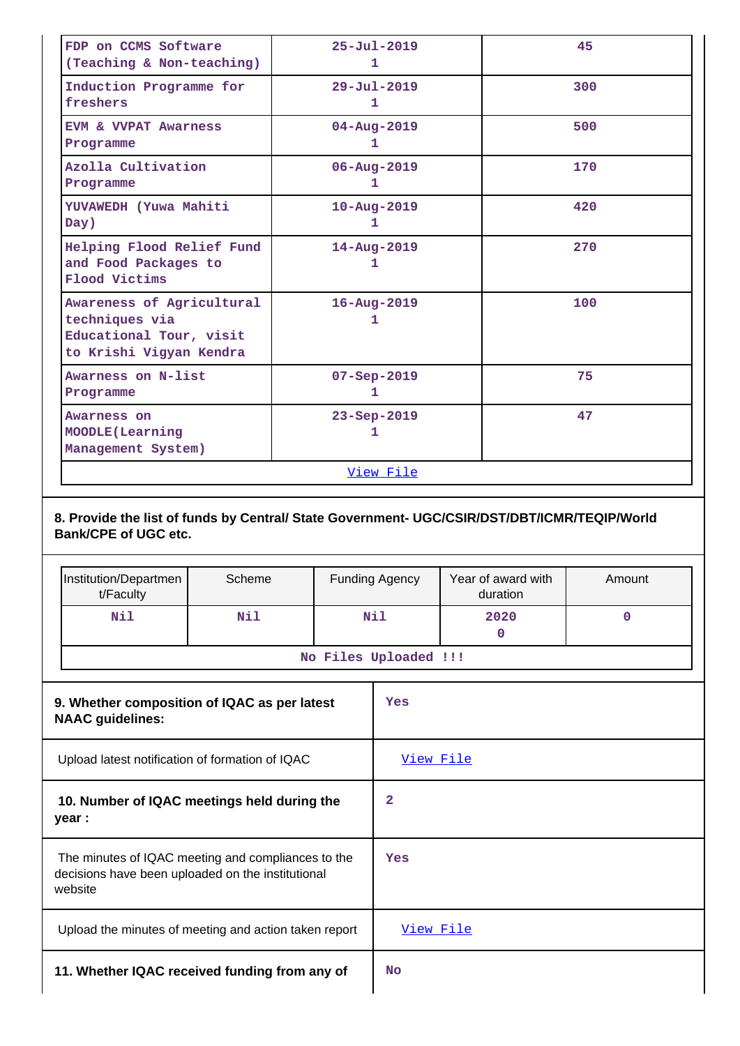| | | |
|---|---|---|
| FDP on CCMS Software (Teaching & Non-teaching) | 25-Jul-2019 1 | 45 |
| Induction Programme for freshers | 29-Jul-2019 1 | 300 |
| EVM & VVPAT Awarness Programme | 04-Aug-2019 1 | 500 |
| Azolla Cultivation Programme | 06-Aug-2019 1 | 170 |
| YUVAWEDH (Yuwa Mahiti Day) | 10-Aug-2019 1 | 420 |
| Helping Flood Relief Fund and Food Packages to Flood Victims | 14-Aug-2019 1 | 270 |
| Awareness of Agricultural techniques via Educational Tour, visit to Krishi Vigyan Kendra | 16-Aug-2019 1 | 100 |
| Awarness on N-list Programme | 07-Sep-2019 1 | 75 |
| Awarness on MOODLE(Learning Management System) | 23-Sep-2019 1 | 47 |
| View File | | |

**8. Provide the list of funds by Central/ State Government- UGC/CSIR/DST/DBT/ICMR/TEQIP/World Bank/CPE of UGC etc.**

| Institution/Department/Faculty | Scheme | Funding Agency | Year of award with duration | Amount |
|---|---|---|---|---|
| Nil | Nil | Nil | 2020 0 | 0 |
| No Files Uploaded !!! | | | | |

| | |
|---|---|
| **9. Whether composition of IQAC as per latest NAAC guidelines:** | Yes |
| Upload latest notification of formation of IQAC | View File |
| **10. Number of IQAC meetings held during the year :** | 2 |
| The minutes of IQAC meeting and compliances to the decisions have been uploaded on the institutional website | Yes |
| Upload the minutes of meeting and action taken report | View File |
| **11. Whether IQAC received funding from any of** | No |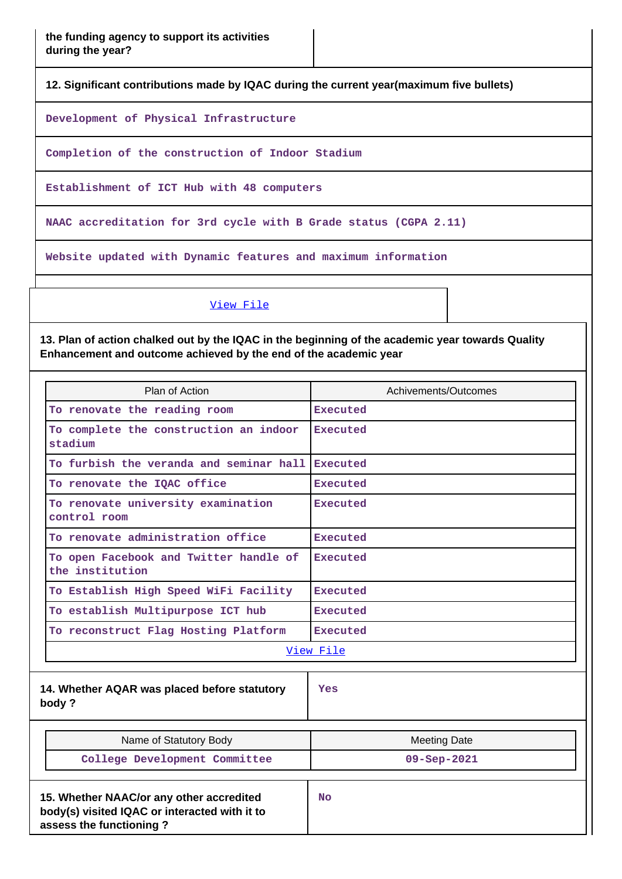| the funding agency to support its activities during the year? | |
|---|---|

**12. Significant contributions made by IQAC during the current year(maximum five bullets)**

Development of Physical Infrastructure

Completion of the construction of Indoor Stadium

Establishment of ICT Hub with 48 computers

NAAC accreditation for 3rd cycle with B Grade status (CGPA 2.11)

Website updated with Dynamic features and maximum information

View File

**13. Plan of action chalked out by the IQAC in the beginning of the academic year towards Quality Enhancement and outcome achieved by the end of the academic year**

| Plan of Action | Achivements/Outcomes |
|---|---|
| To renovate the reading room | Executed |
| To complete the construction an indoor stadium | Executed |
| To furbish the veranda and seminar hall | Executed |
| To renovate the IQAC office | Executed |
| To renovate university examination control room | Executed |
| To renovate administration office | Executed |
| To open Facebook and Twitter handle of the institution | Executed |
| To Establish High Speed WiFi Facility | Executed |
| To establish Multipurpose ICT hub | Executed |
| To reconstruct Flag Hosting Platform | Executed |

View File

| 14. Whether AQAR was placed before statutory body ? | Yes |
|---|---|

| Name of Statutory Body | Meeting Date |
|---|---|
| College Development Committee | 09-Sep-2021 |

| 15. Whether NAAC/or any other accredited body(s) visited IQAC or interacted with it to assess the functioning ? | No |
|---|---|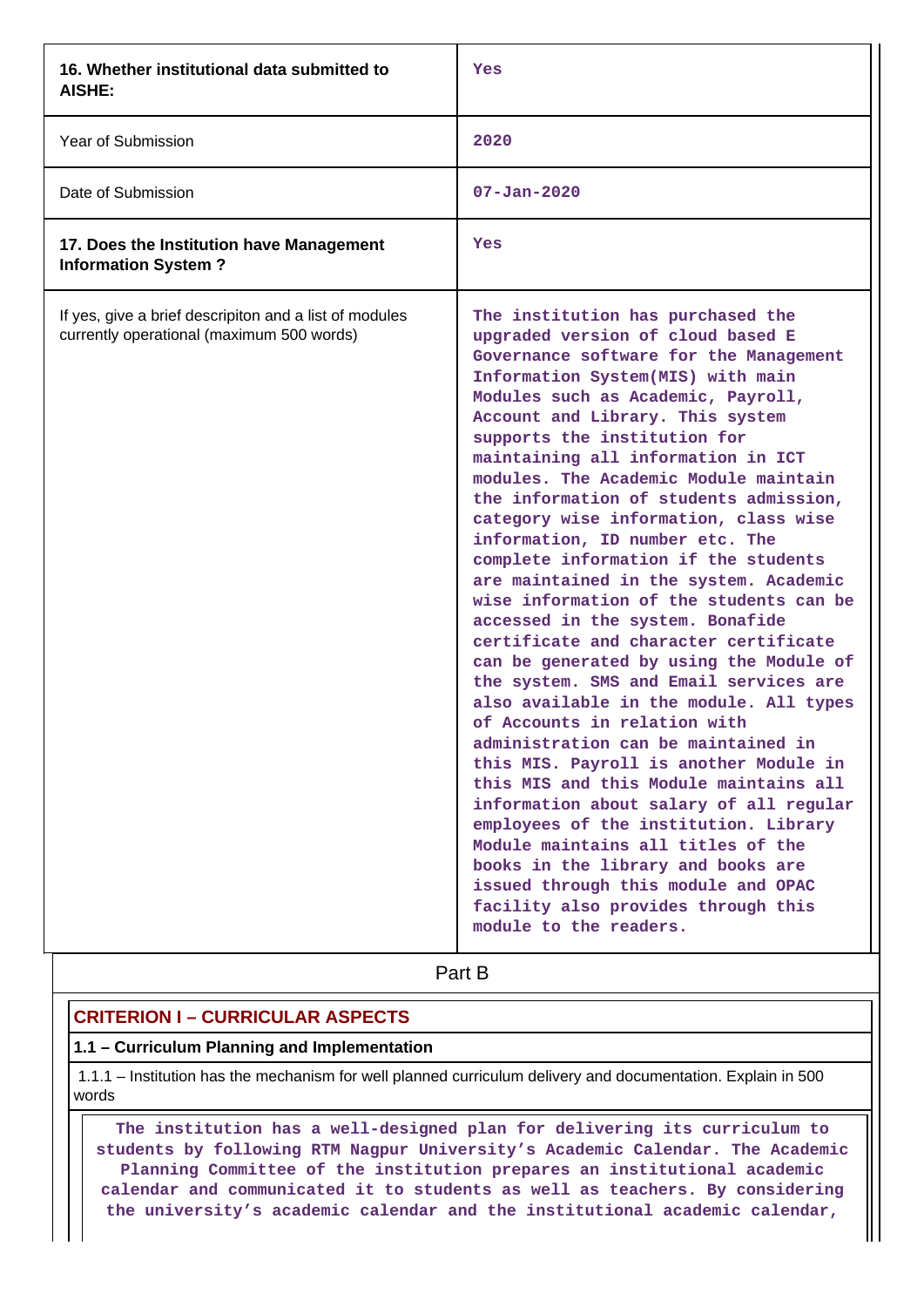| | |
|---|---|
| **16. Whether institutional data submitted to AISHE:** | Yes |
| Year of Submission | 2020 |
| Date of Submission | 07-Jan-2020 |
| **17. Does the Institution have Management Information System ?** | Yes |
| If yes, give a brief descripiton and a list of modules currently operational (maximum 500 words) | The institution has purchased the upgraded version of cloud based E Governance software for the Management Information System(MIS) with main Modules such as Academic, Payroll, Account and Library. This system supports the institution for maintaining all information in ICT modules. The Academic Module maintain the information of students admission, category wise information, class wise information, ID number etc. The complete information if the students are maintained in the system. Academic wise information of the students can be accessed in the system. Bonafide certificate and character certificate can be generated by using the Module of the system. SMS and Email services are also available in the module. All types of Accounts in relation with administration can be maintained in this MIS. Payroll is another Module in this MIS and this Module maintains all information about salary of all regular employees of the institution. Library Module maintains all titles of the books in the library and books are issued through this module and OPAC facility also provides through this module to the readers. |

# Part B

## CRITERION I – CURRICULAR ASPECTS

### 1.1 – Curriculum Planning and Implementation

1.1.1 – Institution has the mechanism for well planned curriculum delivery and documentation. Explain in 500 words

The institution has a well-designed plan for delivering its curriculum to students by following RTM Nagpur University's Academic Calendar. The Academic Planning Committee of the institution prepares an institutional academic calendar and communicated it to students as well as teachers. By considering the university's academic calendar and the institutional academic calendar,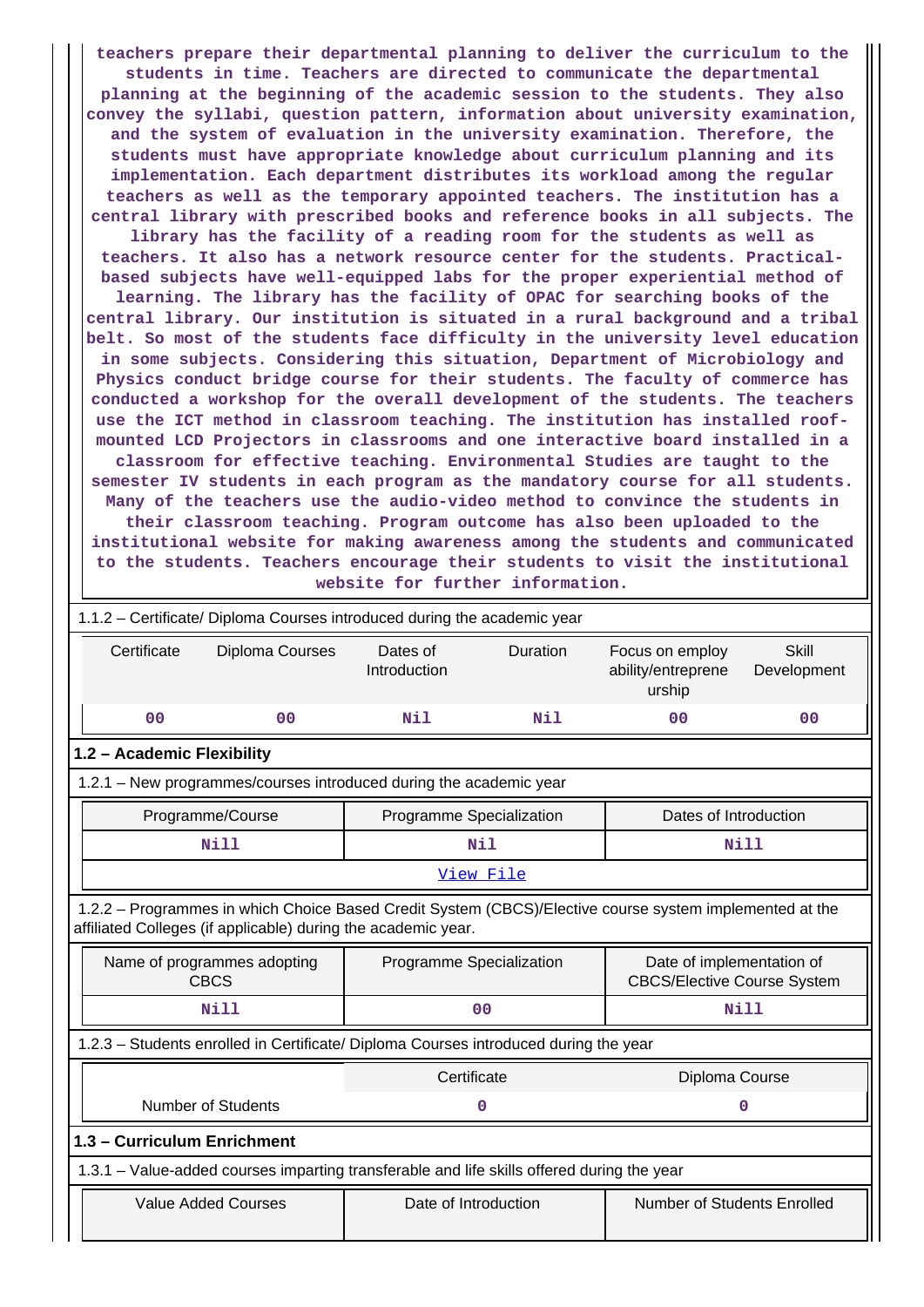teachers prepare their departmental planning to deliver the curriculum to the students in time. Teachers are directed to communicate the departmental planning at the beginning of the academic session to the students. They also convey the syllabi, question pattern, information about university examination, and the system of evaluation in the university examination. Therefore, the students must have appropriate knowledge about curriculum planning and its implementation. Each department distributes its workload among the regular teachers as well as the temporary appointed teachers. The institution has a central library with prescribed books and reference books in all subjects. The library has the facility of a reading room for the students as well as teachers. It also has a network resource center for the students. Practical-based subjects have well-equipped labs for the proper experiential method of learning. The library has the facility of OPAC for searching books of the central library. Our institution is situated in a rural background and a tribal belt. So most of the students face difficulty in the university level education in some subjects. Considering this situation, Department of Microbiology and Physics conduct bridge course for their students. The faculty of commerce has conducted a workshop for the overall development of the students. The teachers use the ICT method in classroom teaching. The institution has installed roof-mounted LCD Projectors in classrooms and one interactive board installed in a classroom for effective teaching. Environmental Studies are taught to the semester IV students in each program as the mandatory course for all students. Many of the teachers use the audio-video method to convince the students in their classroom teaching. Program outcome has also been uploaded to the institutional website for making awareness among the students and communicated to the students. Teachers encourage their students to visit the institutional website for further information.

1.1.2 – Certificate/ Diploma Courses introduced during the academic year

| Certificate | Diploma Courses | Dates of Introduction | Duration | Focus on employ ability/entreprene urship | Skill Development |
|---|---|---|---|---|---|
| 00 | 00 | Nil | Nil | 00 | 00 |

## 1.2 – Academic Flexibility

1.2.1 – New programmes/courses introduced during the academic year

| Programme/Course | Programme Specialization | Dates of Introduction |
|---|---|---|
| Nill | Nil | Nill |
| View File | | |

1.2.2 – Programmes in which Choice Based Credit System (CBCS)/Elective course system implemented at the affiliated Colleges (if applicable) during the academic year.

| Name of programmes adopting CBCS | Programme Specialization | Date of implementation of CBCS/Elective Course System |
|---|---|---|
| Nill | 00 | Nill |

1.2.3 – Students enrolled in Certificate/ Diploma Courses introduced during the year

| | Certificate | Diploma Course |
|---|---|---|
| Number of Students | 0 | 0 |

## 1.3 – Curriculum Enrichment

1.3.1 – Value-added courses imparting transferable and life skills offered during the year

| Value Added Courses | Date of Introduction | Number of Students Enrolled |
|---|---|---|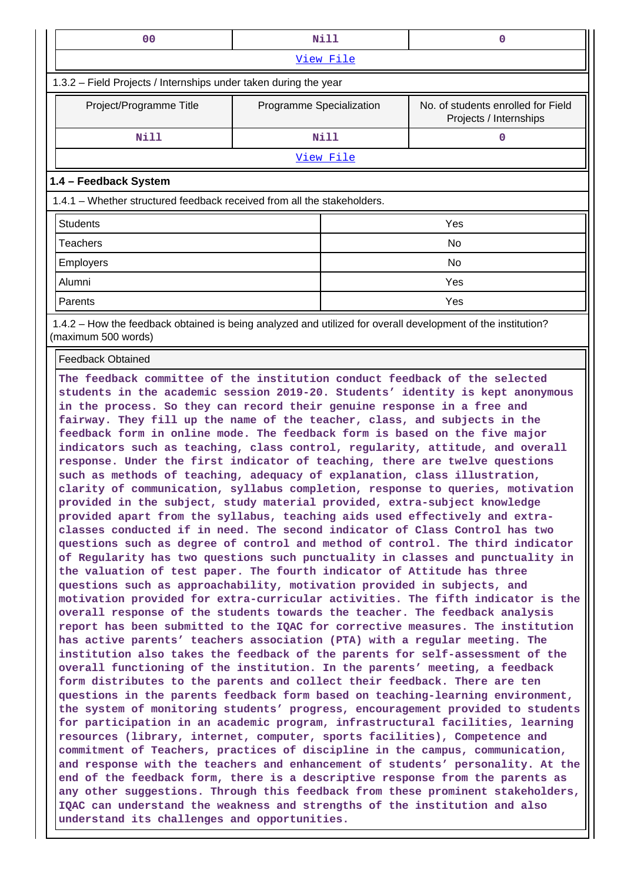| 00 | Nill | 0 |
|---|---|---|

View File

1.3.2 – Field Projects / Internships under taken during the year

| Project/Programme Title | Programme Specialization | No. of students enrolled for Field Projects / Internships |
|---|---|---|
| Nill | Nill | 0 |

View File

### 1.4 – Feedback System

1.4.1 – Whether structured feedback received from all the stakeholders.

| | |
|---|---|
| Students | Yes |
| Teachers | No |
| Employers | No |
| Alumni | Yes |
| Parents | Yes |

1.4.2 – How the feedback obtained is being analyzed and utilized for overall development of the institution? (maximum 500 words)

Feedback Obtained

The feedback committee of the institution conduct feedback of the selected students in the academic session 2019-20. Students' identity is kept anonymous in the process. So they can record their genuine response in a free and fairway. They fill up the name of the teacher, class, and subjects in the feedback form in online mode. The feedback form is based on the five major indicators such as teaching, class control, regularity, attitude, and overall response. Under the first indicator of teaching, there are twelve questions such as methods of teaching, adequacy of explanation, class illustration, clarity of communication, syllabus completion, response to queries, motivation provided in the subject, study material provided, extra-subject knowledge provided apart from the syllabus, teaching aids used effectively and extra-classes conducted if in need. The second indicator of Class Control has two questions such as degree of control and method of control. The third indicator of Regularity has two questions such punctuality in classes and punctuality in the valuation of test paper. The fourth indicator of Attitude has three questions such as approachability, motivation provided in subjects, and motivation provided for extra-curricular activities. The fifth indicator is the overall response of the students towards the teacher. The feedback analysis report has been submitted to the IQAC for corrective measures. The institution has active parents' teachers association (PTA) with a regular meeting. The institution also takes the feedback of the parents for self-assessment of the overall functioning of the institution. In the parents' meeting, a feedback form distributes to the parents and collect their feedback. There are ten questions in the parents feedback form based on teaching-learning environment, the system of monitoring students' progress, encouragement provided to students for participation in an academic program, infrastructural facilities, learning resources (library, internet, computer, sports facilities), Competence and commitment of Teachers, practices of discipline in the campus, communication, and response with the teachers and enhancement of students' personality. At the end of the feedback form, there is a descriptive response from the parents as any other suggestions. Through this feedback from these prominent stakeholders, IQAC can understand the weakness and strengths of the institution and also understand its challenges and opportunities.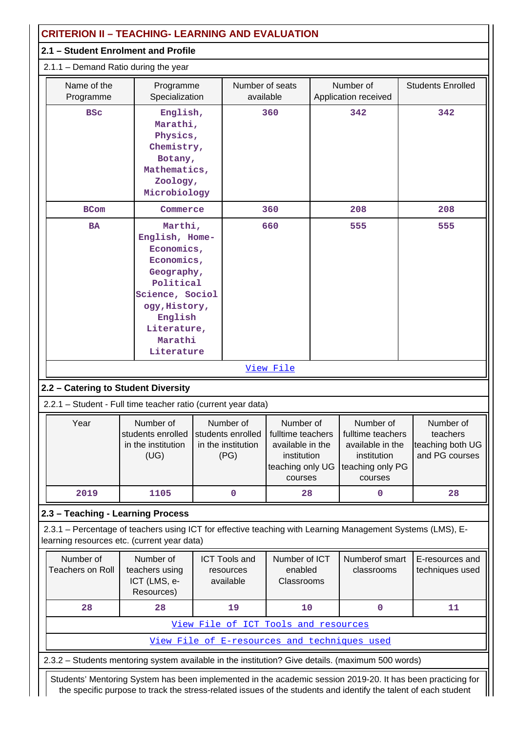## CRITERION II – TEACHING- LEARNING AND EVALUATION

### 2.1 – Student Enrolment and Profile

2.1.1 – Demand Ratio during the year

| Name of the Programme | Programme Specialization | Number of seats available | Number of Application received | Students Enrolled |
|---|---|---|---|---|
| BSc | English, Marathi, Physics, Chemistry, Botany, Mathematics, Zoology, Microbiology | 360 | 342 | 342 |
| BCom | Commerce | 360 | 208 | 208 |
| BA | Marthi, English, Home-Economics, Economics, Geography, Political Science, Sociology, History, English Literature, Marathi Literature | 660 | 555 | 555 |

View File

### 2.2 – Catering to Student Diversity

2.2.1 – Student - Full time teacher ratio (current year data)

| Year | Number of students enrolled in the institution (UG) | Number of students enrolled in the institution (PG) | Number of fulltime teachers available in the institution teaching only UG courses | Number of fulltime teachers available in the institution teaching only PG courses | Number of teachers teaching both UG and PG courses |
|---|---|---|---|---|---|
| 2019 | 1105 | 0 | 28 | 0 | 28 |

### 2.3 – Teaching - Learning Process

2.3.1 – Percentage of teachers using ICT for effective teaching with Learning Management Systems (LMS), E-learning resources etc. (current year data)

| Number of Teachers on Roll | Number of teachers using ICT (LMS, e-Resources) | ICT Tools and resources available | Number of ICT enabled Classrooms | Numberof smart classrooms | E-resources and techniques used |
|---|---|---|---|---|---|
| 28 | 28 | 19 | 10 | 0 | 11 |

View File of ICT Tools and resources

View File of E-resources and techniques used

2.3.2 – Students mentoring system available in the institution? Give details. (maximum 500 words)

Students' Mentoring System has been implemented in the academic session 2019-20. It has been practicing for the specific purpose to track the stress-related issues of the students and identify the talent of each student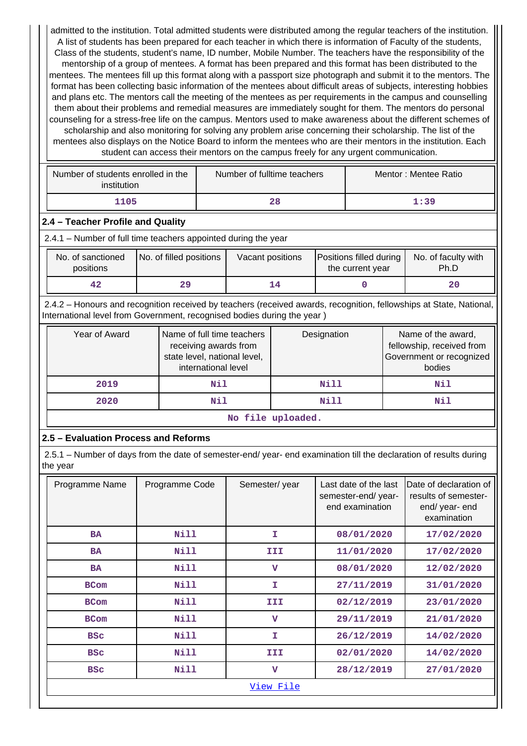admitted to the institution. Total admitted students were distributed among the regular teachers of the institution. A list of students has been prepared for each teacher in which there is information of Faculty of the students, Class of the students, student's name, ID number, Mobile Number. The teachers have the responsibility of the mentorship of a group of mentees. A format has been prepared and this format has been distributed to the mentees. The mentees fill up this format along with a passport size photograph and submit it to the mentors. The format has been collecting basic information of the mentees about difficult areas of subjects, interesting hobbies and plans etc. The mentors call the meeting of the mentees as per requirements in the campus and counselling them about their problems and remedial measures are immediately sought for them. The mentors do personal counseling for a stress-free life on the campus. Mentors used to make awareness about the different schemes of scholarship and also monitoring for solving any problem arise concerning their scholarship. The list of the mentees also displays on the Notice Board to inform the mentees who are their mentors in the institution. Each student can access their mentors on the campus freely for any urgent communication.

| Number of students enrolled in the institution | Number of fulltime teachers | Mentor : Mentee Ratio |
|---|---|---|
| 1105 | 28 | 1:39 |

## 2.4 – Teacher Profile and Quality

2.4.1 – Number of full time teachers appointed during the year

| No. of sanctioned positions | No. of filled positions | Vacant positions | Positions filled during the current year | No. of faculty with Ph.D |
|---|---|---|---|---|
| 42 | 29 | 14 | 0 | 20 |

2.4.2 – Honours and recognition received by teachers (received awards, recognition, fellowships at State, National, International level from Government, recognised bodies during the year )

| Year of Award | Name of full time teachers receiving awards from state level, national level, international level | Designation | Name of the award, fellowship, received from Government or recognized bodies |
|---|---|---|---|
| 2019 | Nil | Nill | Nil |
| 2020 | Nil | Nill | Nil |
| No file uploaded. | | | |

## 2.5 – Evaluation Process and Reforms

2.5.1 – Number of days from the date of semester-end/ year- end examination till the declaration of results during the year

| Programme Name | Programme Code | Semester/ year | Last date of the last semester-end/ year- end examination | Date of declaration of results of semester- end/ year- end examination |
|---|---|---|---|---|
| BA | Nill | I | 08/01/2020 | 17/02/2020 |
| BA | Nill | III | 11/01/2020 | 17/02/2020 |
| BA | Nill | V | 08/01/2020 | 12/02/2020 |
| BCom | Nill | I | 27/11/2019 | 31/01/2020 |
| BCom | Nill | III | 02/12/2019 | 23/01/2020 |
| BCom | Nill | V | 29/11/2019 | 21/01/2020 |
| BSc | Nill | I | 26/12/2019 | 14/02/2020 |
| BSc | Nill | III | 02/01/2020 | 14/02/2020 |
| BSc | Nill | V | 28/12/2019 | 27/01/2020 |
| View File | | | | |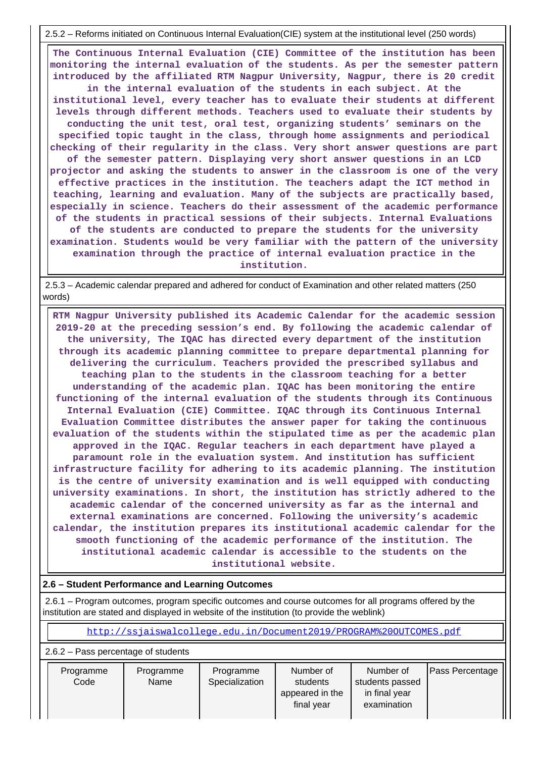2.5.2 – Reforms initiated on Continuous Internal Evaluation(CIE) system at the institutional level (250 words)

**The Continuous Internal Evaluation (CIE) Committee of the institution has been monitoring the internal evaluation of the students. As per the semester pattern introduced by the affiliated RTM Nagpur University, Nagpur, there is 20 credit in the internal evaluation of the students in each subject. At the institutional level, every teacher has to evaluate their students at different levels through different methods. Teachers used to evaluate their students by conducting the unit test, oral test, organizing students' seminars on the specified topic taught in the class, through home assignments and periodical checking of their regularity in the class. Very short answer questions are part of the semester pattern. Displaying very short answer questions in an LCD projector and asking the students to answer in the classroom is one of the very effective practices in the institution. The teachers adapt the ICT method in teaching, learning and evaluation. Many of the subjects are practically based, especially in science. Teachers do their assessment of the academic performance of the students in practical sessions of their subjects. Internal Evaluations of the students are conducted to prepare the students for the university examination. Students would be very familiar with the pattern of the university examination through the practice of internal evaluation practice in the institution.**

2.5.3 – Academic calendar prepared and adhered for conduct of Examination and other related matters (250 words)

**RTM Nagpur University published its Academic Calendar for the academic session 2019-20 at the preceding session's end. By following the academic calendar of the university, The IQAC has directed every department of the institution through its academic planning committee to prepare departmental planning for delivering the curriculum. Teachers provided the prescribed syllabus and teaching plan to the students in the classroom teaching for a better understanding of the academic plan. IQAC has been monitoring the entire functioning of the internal evaluation of the students through its Continuous Internal Evaluation (CIE) Committee. IQAC through its Continuous Internal Evaluation Committee distributes the answer paper for taking the continuous evaluation of the students within the stipulated time as per the academic plan approved in the IQAC. Regular teachers in each department have played a paramount role in the evaluation system. And institution has sufficient infrastructure facility for adhering to its academic planning. The institution is the centre of university examination and is well equipped with conducting university examinations. In short, the institution has strictly adhered to the academic calendar of the concerned university as far as the internal and external examinations are concerned. Following the university's academic calendar, the institution prepares its institutional academic calendar for the smooth functioning of the academic performance of the institution. The institutional academic calendar is accessible to the students on the institutional website.**

## 2.6 – Student Performance and Learning Outcomes

2.6.1 – Program outcomes, program specific outcomes and course outcomes for all programs offered by the institution are stated and displayed in website of the institution (to provide the weblink)

http://ssjaiswalcollege.edu.in/Document2019/PROGRAM%20OUTCOMES.pdf

2.6.2 – Pass percentage of students

| Programme Code | Programme Name | Programme Specialization | Number of students appeared in the final year | Number of students passed in final year examination | Pass Percentage |
|---|---|---|---|---|---|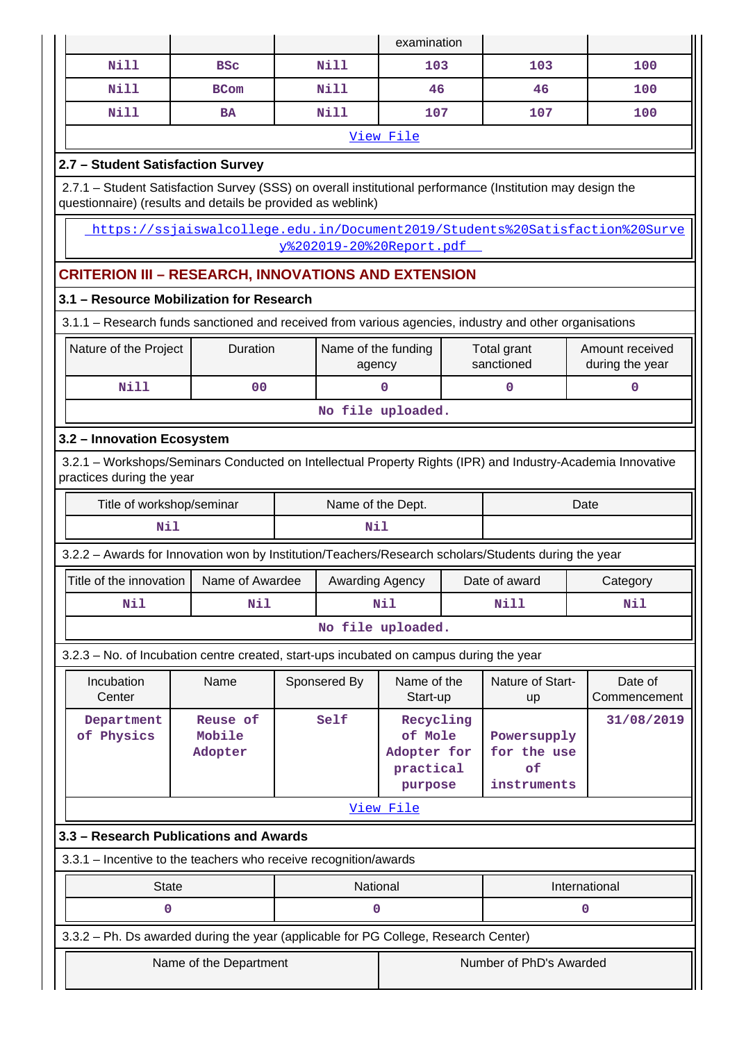| | | | examination | | |
|---|---|---|---|---|---|
| Nill | BSc | Nill | 103 | 103 | 100 |
| Nill | BCom | Nill | 46 | 46 | 100 |
| Nill | BA | Nill | 107 | 107 | 100 |

View File

**2.7 – Student Satisfaction Survey**

2.7.1 – Student Satisfaction Survey (SSS) on overall institutional performance (Institution may design the questionnaire) (results and details be provided as weblink)

https://ssjaiswalcollege.edu.in/Document2019/Students%20Satisfaction%20Survey%202019-20%20Report.pdf

## CRITERION III – RESEARCH, INNOVATIONS AND EXTENSION

**3.1 – Resource Mobilization for Research**

3.1.1 – Research funds sanctioned and received from various agencies, industry and other organisations

| Nature of the Project | Duration | Name of the funding agency | Total grant sanctioned | Amount received during the year |
|---|---|---|---|---|
| Nill | 00 | 0 | 0 | 0 |

No file uploaded.

**3.2 – Innovation Ecosystem**

3.2.1 – Workshops/Seminars Conducted on Intellectual Property Rights (IPR) and Industry-Academia Innovative practices during the year

| Title of workshop/seminar | Name of the Dept. | Date |
|---|---|---|
| Nil | Nil | |

3.2.2 – Awards for Innovation won by Institution/Teachers/Research scholars/Students during the year

| Title of the innovation | Name of Awardee | Awarding Agency | Date of award | Category |
|---|---|---|---|---|
| Nil | Nil | Nil | Nill | Nil |

No file uploaded.

3.2.3 – No. of Incubation centre created, start-ups incubated on campus during the year

| Incubation Center | Name | Sponsered By | Name of the Start-up | Nature of Start-up | Date of Commencement |
|---|---|---|---|---|---|
| Department of Physics | Reuse of Mobile Adopter | Self | Recycling of Mole Adopter for practical purpose | Powersupply for the use of instruments | 31/08/2019 |

View File

**3.3 – Research Publications and Awards**

3.3.1 – Incentive to the teachers who receive recognition/awards

| State | National | International |
|---|---|---|
| 0 | 0 | 0 |

3.3.2 – Ph. Ds awarded during the year (applicable for PG College, Research Center)

| Name of the Department | Number of PhD's Awarded |
|---|---|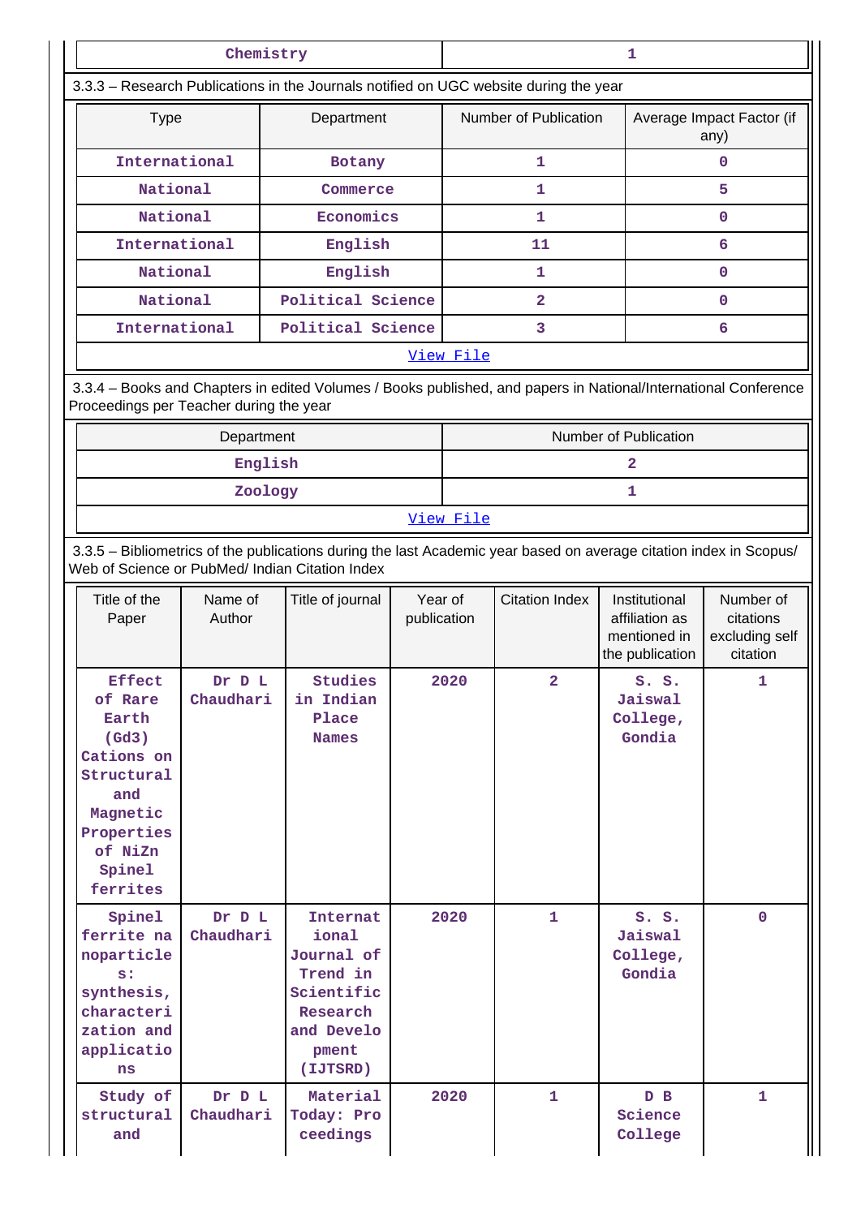| Chemistry | 1 |
|---|---|

3.3.3 – Research Publications in the Journals notified on UGC website during the year

| Type | Department | Number of Publication | Average Impact Factor (if any) |
|---|---|---|---|
| International | Botany | 1 | 0 |
| National | Commerce | 1 | 5 |
| National | Economics | 1 | 0 |
| International | English | 11 | 6 |
| National | English | 1 | 0 |
| National | Political Science | 2 | 0 |
| International | Political Science | 3 | 6 |

[View File]

3.3.4 – Books and Chapters in edited Volumes / Books published, and papers in National/International Conference Proceedings per Teacher during the year

| Department | Number of Publication |
|---|---|
| English | 2 |
| Zoology | 1 |

[View File]

3.3.5 – Bibliometrics of the publications during the last Academic year based on average citation index in Scopus/ Web of Science or PubMed/ Indian Citation Index

| Title of the Paper | Name of Author | Title of journal | Year of publication | Citation Index | Institutional affiliation as mentioned in the publication | Number of citations excluding self citation |
|---|---|---|---|---|---|---|
| Effect of Rare Earth (Gd3) Cations on Structural and Magnetic Properties of NiZn Spinel ferrites | Dr D L Chaudhari | Studies in Indian Place Names | 2020 | 2 | S. S. Jaiswal College, Gondia | 1 |
| Spinel ferrite nanoparticles: synthesis, characterization and applications | Dr D L Chaudhari | International Journal of Trend in Scientific Research and Development (IJTSRD) | 2020 | 1 | S. S. Jaiswal College, Gondia | 0 |
| Study of structural and | Dr D L Chaudhari | Material Today: Proceedings | 2020 | 1 | D B Science College | 1 |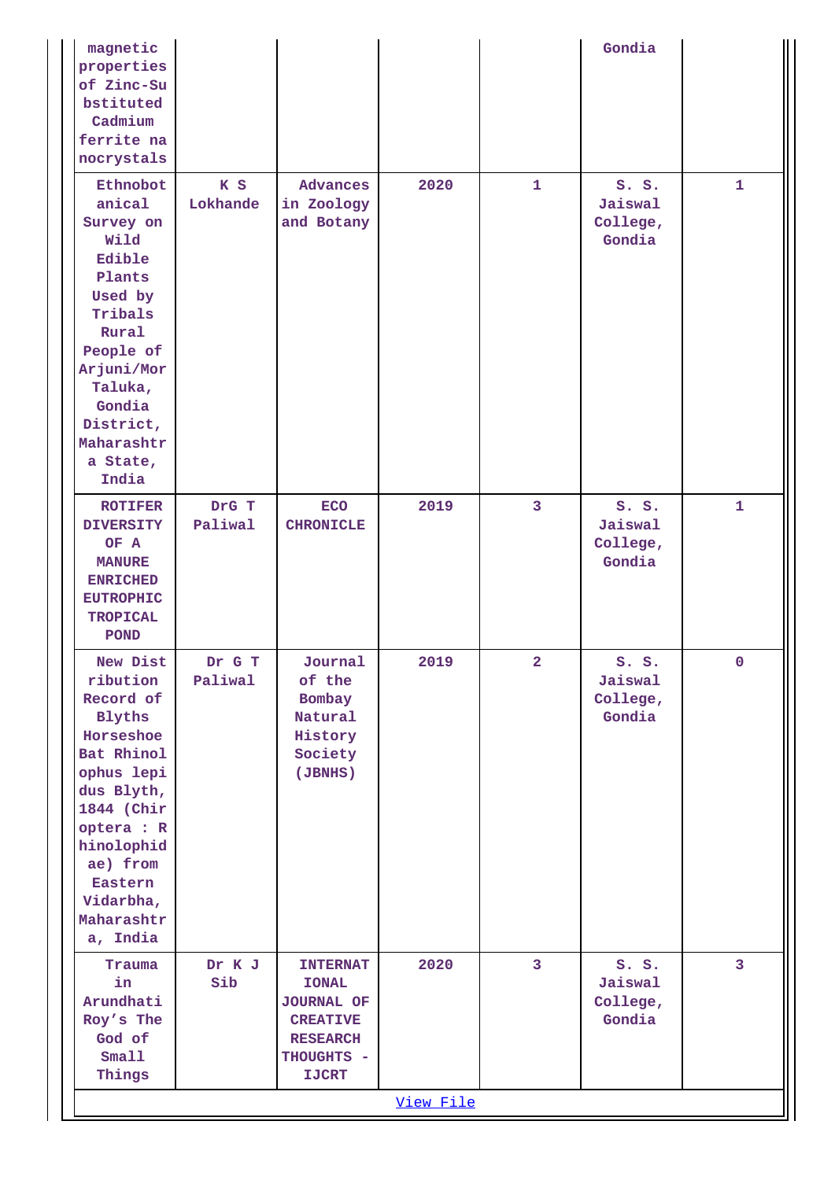| | | | | | | |
|---|---|---|---|---|---|---|
| magnetic properties of Zinc-Substituted Cadmium ferrite nanocrystals | | | | | Gondia | |
| Ethnobotanical Survey on Wild Edible Plants Used by Tribals Rural People of Arjuni/Mor Taluka, Gondia District, Maharashtra State, India | K S Lokhande | Advances in Zoology and Botany | 2020 | 1 | S. S. Jaiswal College, Gondia | 1 |
| **ROTIFER DIVERSITY OF A MANURE ENRICHED EUTROPHIC TROPICAL POND** | DrG T Paliwal | **ECO CHRONICLE** | 2019 | 3 | S. S. Jaiswal College, Gondia | 1 |
| New Distribution Record of Blyths Horseshoe Bat Rhinolophus lepidus Blyth, 1844 (Chiroptera : Rhinolophidae) from Eastern Vidarbha, Maharashtra, India | Dr G T Paliwal | Journal of the Bombay Natural History Society (JBNHS) | 2019 | 2 | S. S. Jaiswal College, Gondia | 0 |
| Trauma in Arundhati Roy's The God of Small Things | Dr K J Sib | **INTERNATIONAL JOURNAL OF CREATIVE RESEARCH THOUGHTS - IJCRT** | 2020 | 3 | S. S. Jaiswal College, Gondia | 3 |

View File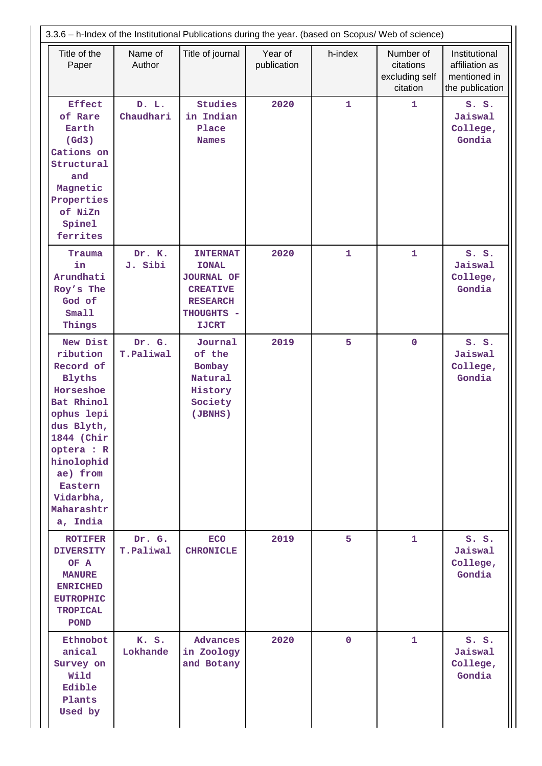3.3.6 – h-Index of the Institutional Publications during the year. (based on Scopus/ Web of science)

| Title of the Paper | Name of Author | Title of journal | Year of publication | h-index | Number of citations excluding self citation | Institutional affiliation as mentioned in the publication |
|---|---|---|---|---|---|---|
| Effect of Rare Earth (Gd3) Cations on Structural and Magnetic Properties of NiZn Spinel ferrites | D. L. Chaudhari | Studies in Indian Place Names | 2020 | 1 | 1 | S. S. Jaiswal College, Gondia |
| Trauma in Arundhati Roy's The God of Small Things | Dr. K. J. Sibi | INTERNATIONAL JOURNAL OF CREATIVE RESEARCH THOUGHTS - IJCRT | 2020 | 1 | 1 | S. S. Jaiswal College, Gondia |
| New Distribution Record of Blyths Horseshoe Bat Rhinolophus lepidus Blyth, 1844 (Chiroptera : Rhinolophidae) from Eastern Vidarbha, Maharashtra, India | Dr. G. T.Paliwal | Journal of the Bombay Natural History Society (JBNHS) | 2019 | 5 | 0 | S. S. Jaiswal College, Gondia |
| ROTIFER DIVERSITY OF A MANURE ENRICHED EUTROPHIC TROPICAL POND | Dr. G. T.Paliwal | ECO CHRONICLE | 2019 | 5 | 1 | S. S. Jaiswal College, Gondia |
| Ethnobotanical Survey on Wild Edible Plants Used by | K. S. Lokhande | Advances in Zoology and Botany | 2020 | 0 | 1 | S. S. Jaiswal College, Gondia |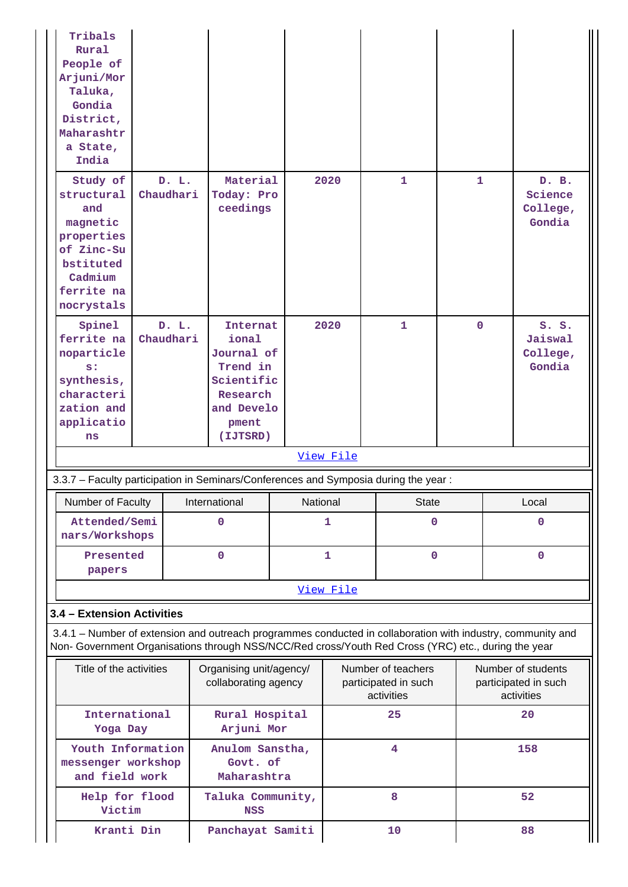| | | | | | | |
|---|---|---|---|---|---|---|
| Tribals Rural People of Arjuni/Mor Taluka, Gondia District, Maharashtra State, India | | | | | | |
| Study of structural and magnetic properties of Zinc-Substituted Cadmium ferrite nanocrystals | D. L. Chaudhari | Material Today: Proceedings | 2020 | 1 | 1 | D. B. Science College, Gondia |
| Spinel ferrite nanoparticles: synthesis, characterization and applications | D. L. Chaudhari | International Journal of Trend in Scientific Research and Development (IJTSRD) | 2020 | 1 | 0 | S. S. Jaiswal College, Gondia |

View File

3.3.7 – Faculty participation in Seminars/Conferences and Symposia during the year :

| Number of Faculty | International | National | State | Local |
|---|---|---|---|---|
| Attended/Seminars/Workshops | 0 | 1 | 0 | 0 |
| Presented papers | 0 | 1 | 0 | 0 |

View File

### 3.4 – Extension Activities

3.4.1 – Number of extension and outreach programmes conducted in collaboration with industry, community and Non- Government Organisations through NSS/NCC/Red cross/Youth Red Cross (YRC) etc., during the year

| Title of the activities | Organising unit/agency/ collaborating agency | Number of teachers participated in such activities | Number of students participated in such activities |
|---|---|---|---|
| International Yoga Day | Rural Hospital Arjuni Mor | 25 | 20 |
| Youth Information messenger workshop and field work | Anulom Sanstha, Govt. of Maharashtra | 4 | 158 |
| Help for flood Victim | Taluka Community, NSS | 8 | 52 |
| Kranti Din | Panchayat Samiti | 10 | 88 |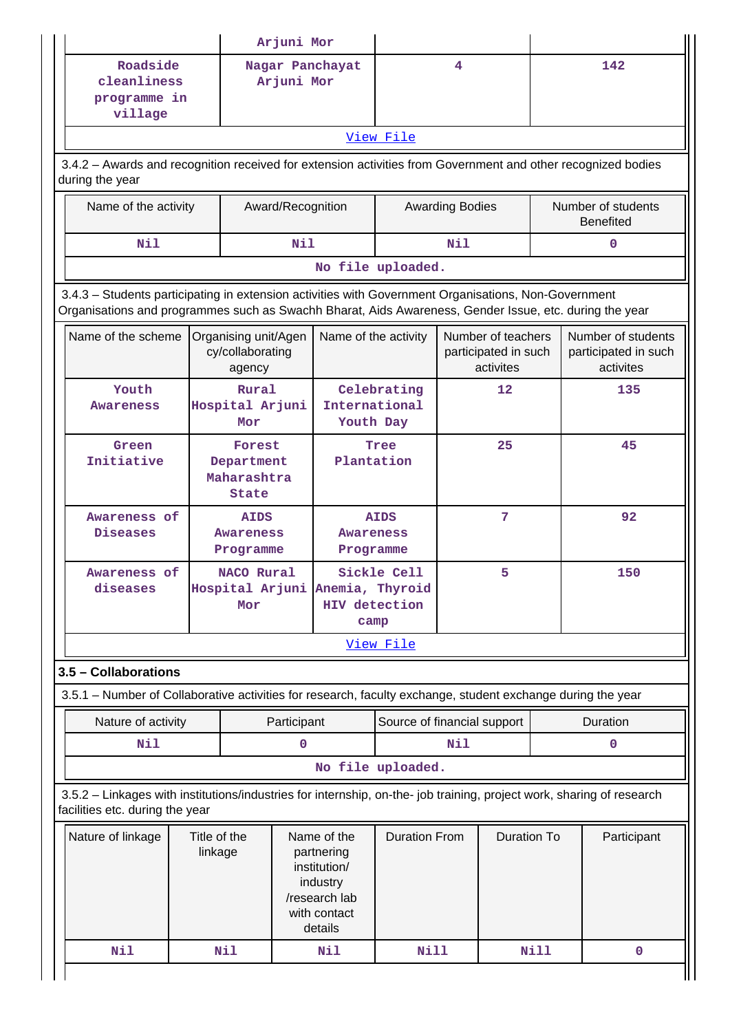| | Arjuni Mor | | |
|---|---|---|---|
| Roadside cleanliness programme in village | Nagar Panchayat Arjuni Mor | 4 | 142 |
| View File | | | |

3.4.2 – Awards and recognition received for extension activities from Government and other recognized bodies during the year

| Name of the activity | Award/Recognition | Awarding Bodies | Number of students Benefited |
|---|---|---|---|
| Nil | Nil | Nil | 0 |
| No file uploaded. | | | |

3.4.3 – Students participating in extension activities with Government Organisations, Non-Government Organisations and programmes such as Swachh Bharat, Aids Awareness, Gender Issue, etc. during the year

| Name of the scheme | Organising unit/Agency/collaborating agency | Name of the activity | Number of teachers participated in such activites | Number of students participated in such activites |
|---|---|---|---|---|
| Youth Awareness | Rural Hospital Arjuni Mor | Celebrating International Youth Day | 12 | 135 |
| Green Initiative | Forest Department Maharashtra State | Tree Plantation | 25 | 45 |
| Awareness of Diseases | AIDS Awareness Programme | AIDS Awareness Programme | 7 | 92 |
| Awareness of diseases | NACO Rural Hospital Arjuni Mor | Sickle Cell Anemia, Thyroid HIV detection camp | 5 | 150 |
| View File | | | | |

### 3.5 – Collaborations

3.5.1 – Number of Collaborative activities for research, faculty exchange, student exchange during the year

| Nature of activity | Participant | Source of financial support | Duration |
|---|---|---|---|
| Nil | 0 | Nil | 0 |
| No file uploaded. | | | |

3.5.2 – Linkages with institutions/industries for internship, on-the- job training, project work, sharing of research facilities etc. during the year

| Nature of linkage | Title of the linkage | Name of the partnering institution/ industry /research lab with contact details | Duration From | Duration To | Participant |
|---|---|---|---|---|---|
| Nil | Nil | Nil | Nill | Nill | 0 |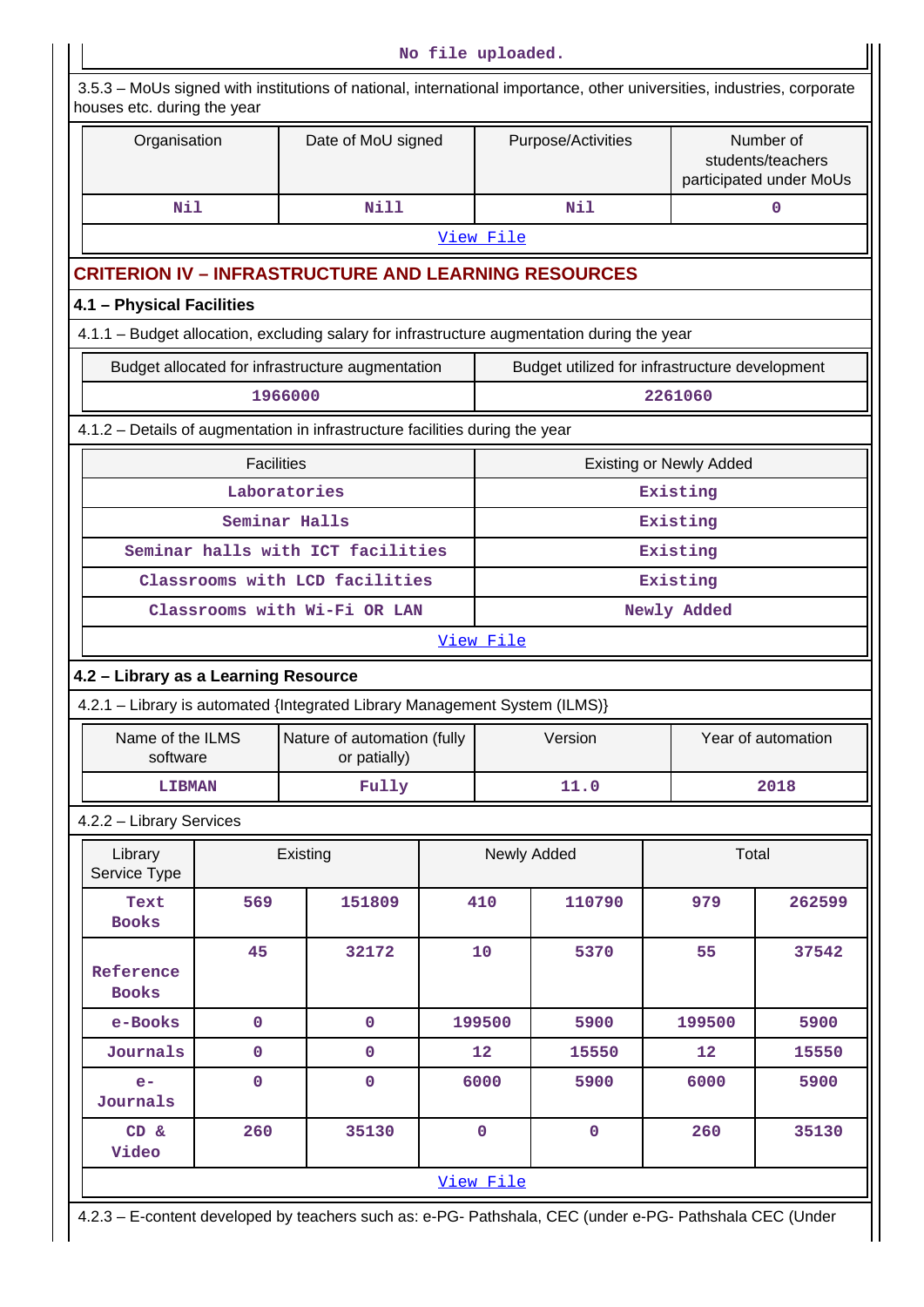No file uploaded.

3.5.3 – MoUs signed with institutions of national, international importance, other universities, industries, corporate houses etc. during the year

| Organisation | Date of MoU signed | Purpose/Activities | Number of students/teachers participated under MoUs |
|---|---|---|---|
| Nil | Nill | Nil | 0 |

[View File]

## CRITERION IV – INFRASTRUCTURE AND LEARNING RESOURCES

### 4.1 – Physical Facilities

4.1.1 – Budget allocation, excluding salary for infrastructure augmentation during the year

| Budget allocated for infrastructure augmentation | Budget utilized for infrastructure development |
|---|---|
| 1966000 | 2261060 |

4.1.2 – Details of augmentation in infrastructure facilities during the year

| Facilities | Existing or Newly Added |
|---|---|
| Laboratories | Existing |
| Seminar Halls | Existing |
| Seminar halls with ICT facilities | Existing |
| Classrooms with LCD facilities | Existing |
| Classrooms with Wi-Fi OR LAN | Newly Added |

[View File]

### 4.2 – Library as a Learning Resource

4.2.1 – Library is automated {Integrated Library Management System (ILMS)}

| Name of the ILMS software | Nature of automation (fully or patially) | Version | Year of automation |
|---|---|---|---|
| LIBMAN | Fully | 11.0 | 2018 |

4.2.2 – Library Services

| Library Service Type | Existing | | Newly Added | | Total | |
|---|---|---|---|---|---|---|
| Text Books | 569 | 151809 | 410 | 110790 | 979 | 262599 |
| Reference Books | 45 | 32172 | 10 | 5370 | 55 | 37542 |
| e-Books | 0 | 0 | 199500 | 5900 | 199500 | 5900 |
| Journals | 0 | 0 | 12 | 15550 | 12 | 15550 |
| e-Journals | 0 | 0 | 6000 | 5900 | 6000 | 5900 |
| CD & Video | 260 | 35130 | 0 | 0 | 260 | 35130 |

[View File]

4.2.3 – E-content developed by teachers such as: e-PG- Pathshala, CEC (under e-PG- Pathshala CEC (Under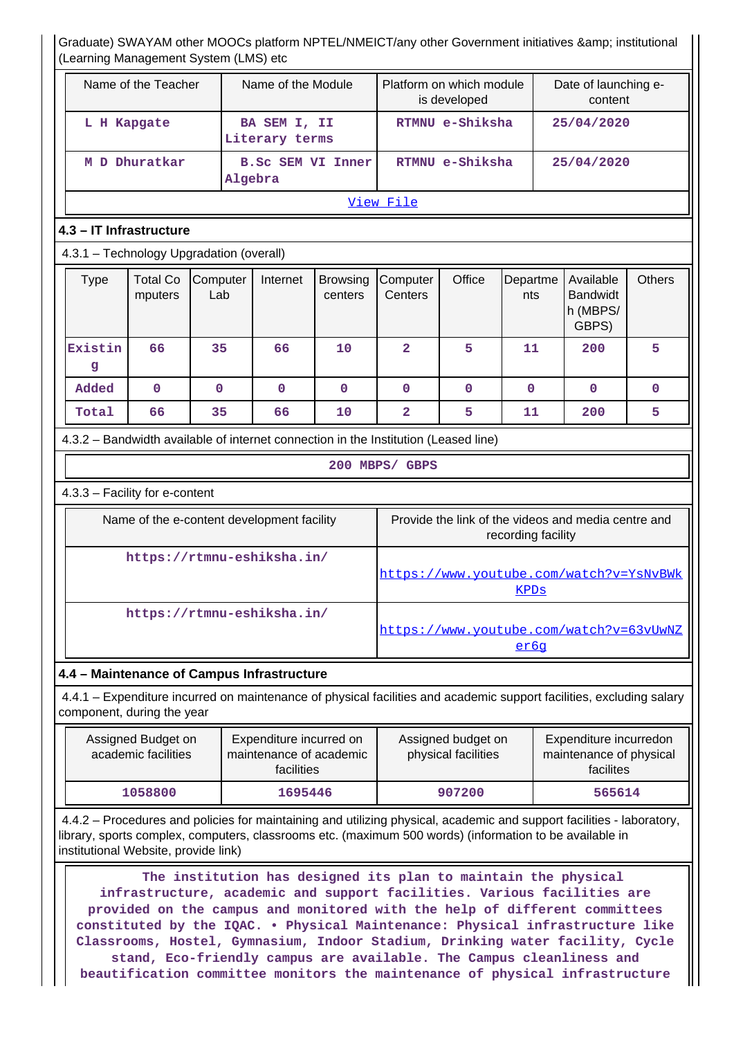Graduate) SWAYAM other MOOCs platform NPTEL/NMEICT/any other Government initiatives &amp; institutional (Learning Management System (LMS) etc

| Name of the Teacher | Name of the Module | Platform on which module is developed | Date of launching e-content |
|---|---|---|---|
| L H Kapgate | BA SEM I, II Literary terms | RTMNU e-Shiksha | 25/04/2020 |
| M D Dhuratkar | B.Sc SEM VI Inner Algebra | RTMNU e-Shiksha | 25/04/2020 |
| View File | | | |

**4.3 – IT Infrastructure**

4.3.1 – Technology Upgradation (overall)

| Type | Total Computers | Computer Lab | Internet | Browsing centers | Computer Centers | Office | Departments | Available Bandwidth (MBPS/ GBPS) | Others |
|---|---|---|---|---|---|---|---|---|---|
| Existing | 66 | 35 | 66 | 10 | 2 | 5 | 11 | 200 | 5 |
| Added | 0 | 0 | 0 | 0 | 0 | 0 | 0 | 0 | 0 |
| Total | 66 | 35 | 66 | 10 | 2 | 5 | 11 | 200 | 5 |

4.3.2 – Bandwidth available of internet connection in the Institution (Leased line)

200 MBPS/ GBPS

4.3.3 – Facility for e-content

| Name of the e-content development facility | Provide the link of the videos and media centre and recording facility |
|---|---|
| https://rtmnu-eshiksha.in/ | https://www.youtube.com/watch?v=YsNvBWkKPDs |
| https://rtmnu-eshiksha.in/ | https://www.youtube.com/watch?v=63vUwNZer6g |

**4.4 – Maintenance of Campus Infrastructure**

4.4.1 – Expenditure incurred on maintenance of physical facilities and academic support facilities, excluding salary component, during the year

| Assigned Budget on academic facilities | Expenditure incurred on maintenance of academic facilities | Assigned budget on physical facilities | Expenditure incurredon maintenance of physical facilites |
|---|---|---|---|
| 1058800 | 1695446 | 907200 | 565614 |

4.4.2 – Procedures and policies for maintaining and utilizing physical, academic and support facilities - laboratory, library, sports complex, computers, classrooms etc. (maximum 500 words) (information to be available in institutional Website, provide link)

The institution has designed its plan to maintain the physical infrastructure, academic and support facilities. Various facilities are provided on the campus and monitored with the help of different committees constituted by the IQAC. • Physical Maintenance: Physical infrastructure like Classrooms, Hostel, Gymnasium, Indoor Stadium, Drinking water facility, Cycle stand, Eco-friendly campus are available. The Campus cleanliness and beautification committee monitors the maintenance of physical infrastructure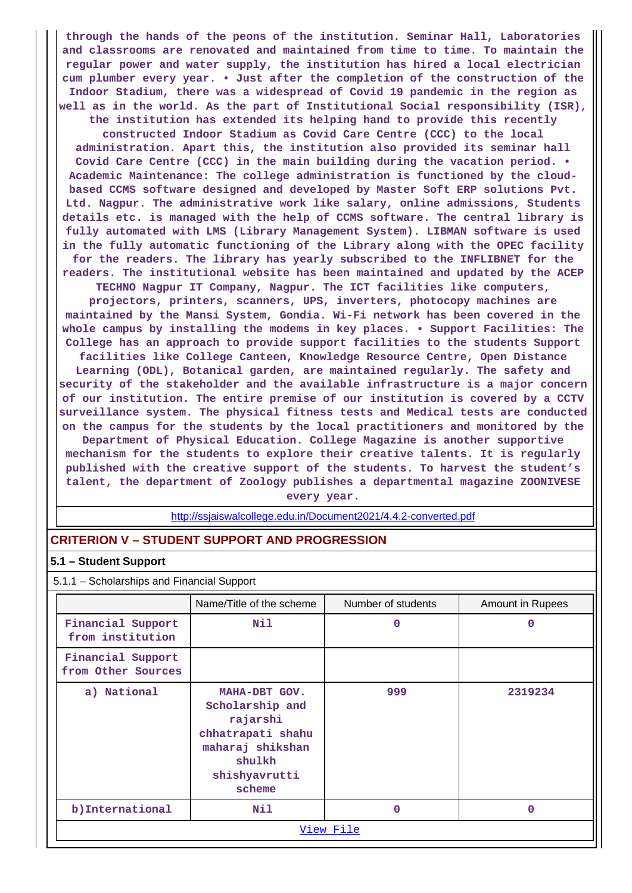through the hands of the peons of the institution. Seminar Hall, Laboratories and classrooms are renovated and maintained from time to time. To maintain the regular power and water supply, the institution has hired a local electrician cum plumber every year. • Just after the completion of the construction of the Indoor Stadium, there was a widespread of Covid 19 pandemic in the region as well as in the world. As the part of Institutional Social responsibility (ISR), the institution has extended its helping hand to provide this recently constructed Indoor Stadium as Covid Care Centre (CCC) to the local administration. Apart this, the institution also provided its seminar hall Covid Care Centre (CCC) in the main building during the vacation period. • Academic Maintenance: The college administration is functioned by the cloud-based CCMS software designed and developed by Master Soft ERP solutions Pvt. Ltd. Nagpur. The administrative work like salary, online admissions, Students details etc. is managed with the help of CCMS software. The central library is fully automated with LMS (Library Management System). LIBMAN software is used in the fully automatic functioning of the Library along with the OPEC facility for the readers. The library has yearly subscribed to the INFLIBNET for the readers. The institutional website has been maintained and updated by the ACEP TECHNO Nagpur IT Company, Nagpur. The ICT facilities like computers, projectors, printers, scanners, UPS, inverters, photocopy machines are maintained by the Mansi System, Gondia. Wi-Fi network has been covered in the whole campus by installing the modems in key places. • Support Facilities: The College has an approach to provide support facilities to the students Support facilities like College Canteen, Knowledge Resource Centre, Open Distance Learning (ODL), Botanical garden, are maintained regularly. The safety and security of the stakeholder and the available infrastructure is a major concern of our institution. The entire premise of our institution is covered by a CCTV surveillance system. The physical fitness tests and Medical tests are conducted on the campus for the students by the local practitioners and monitored by the Department of Physical Education. College Magazine is another supportive mechanism for the students to explore their creative talents. It is regularly published with the creative support of the students. To harvest the student's talent, the department of Zoology publishes a departmental magazine ZOONIVESE every year.

http://ssjaiswalcollege.edu.in/Document2021/4.4.2-converted.pdf

## CRITERION V – STUDENT SUPPORT AND PROGRESSION

### 5.1 – Student Support

5.1.1 – Scholarships and Financial Support

| | Name/Title of the scheme | Number of students | Amount in Rupees |
|---|---|---|---|
| Financial Support from institution | Nil | 0 | 0 |
| Financial Support from Other Sources | | | |
| a) National | MAHA-DBT GOV. Scholarship and rajarshi chhatrapati shahu maharaj shikshan shulkh shishyavrutti scheme | 999 | 2319234 |
| b)International | Nil | 0 | 0 |

View File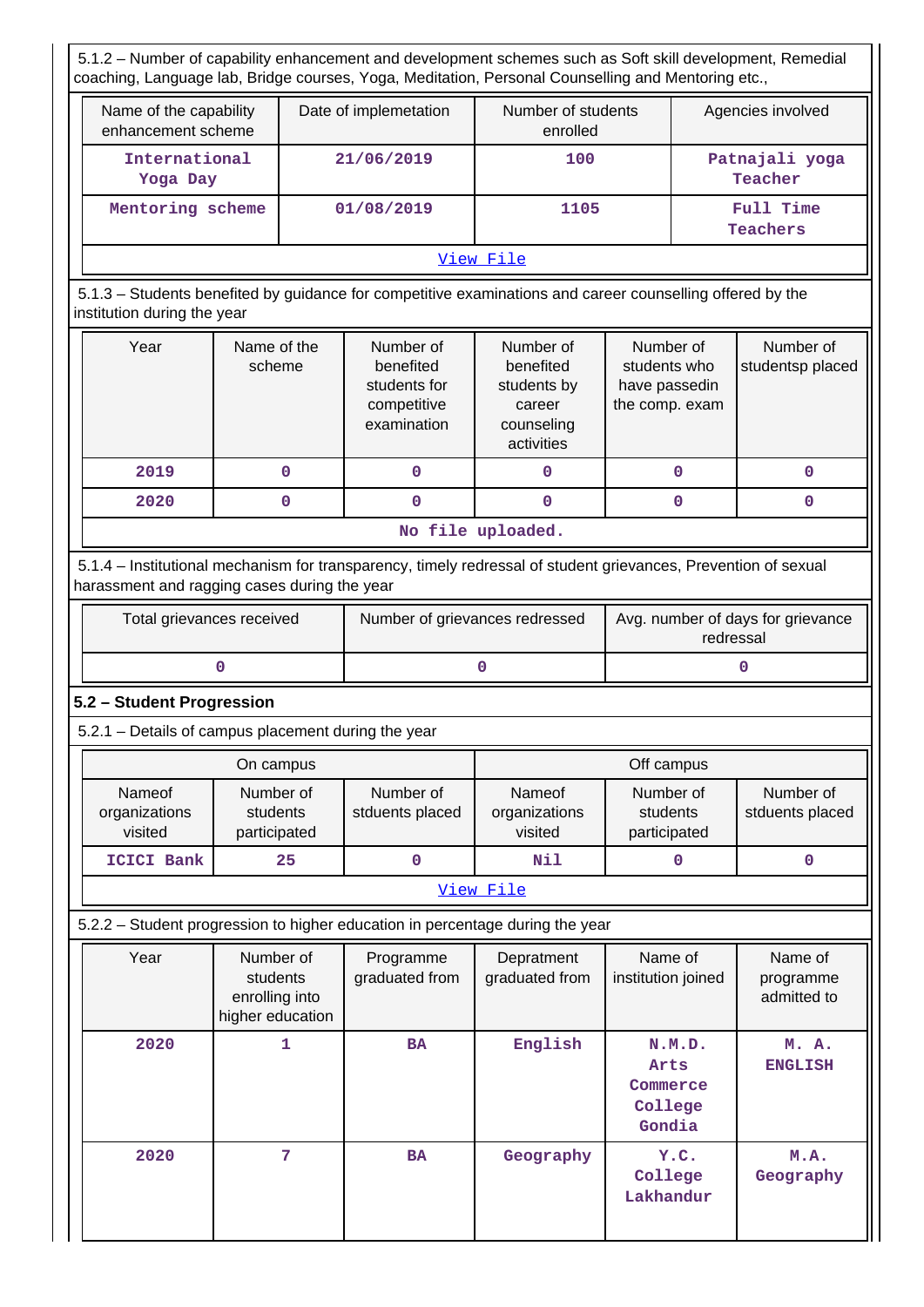5.1.2 – Number of capability enhancement and development schemes such as Soft skill development, Remedial coaching, Language lab, Bridge courses, Yoga, Meditation, Personal Counselling and Mentoring etc.,

| Name of the capability enhancement scheme | Date of implemetation | Number of students enrolled | Agencies involved |
|---|---|---|---|
| International Yoga Day | 21/06/2019 | 100 | Patnajali yoga Teacher |
| Mentoring scheme | 01/08/2019 | 1105 | Full Time Teachers |

View File

5.1.3 – Students benefited by guidance for competitive examinations and career counselling offered by the institution during the year

| Year | Name of the scheme | Number of benefited students for competitive examination | Number of benefited students by career counseling activities | Number of students who have passedin the comp. exam | Number of studentsp placed |
|---|---|---|---|---|---|
| 2019 | 0 | 0 | 0 | 0 | 0 |
| 2020 | 0 | 0 | 0 | 0 | 0 |

No file uploaded.

5.1.4 – Institutional mechanism for transparency, timely redressal of student grievances, Prevention of sexual harassment and ragging cases during the year

| Total grievances received | Number of grievances redressed | Avg. number of days for grievance redressal |
|---|---|---|
| 0 | 0 | 0 |

**5.2 – Student Progression**

5.2.1 – Details of campus placement during the year

| On campus | | | Off campus | | |
|---|---|---|---|---|---|
| Nameof organizations visited | Number of students participated | Number of stduents placed | Nameof organizations visited | Number of students participated | Number of stduents placed |
| ICICI Bank | 25 | 0 | Nil | 0 | 0 |

View File

5.2.2 – Student progression to higher education in percentage during the year

| Year | Number of students enrolling into higher education | Programme graduated from | Depratment graduated from | Name of institution joined | Name of programme admitted to |
|---|---|---|---|---|---|
| 2020 | 1 | BA | English | N.M.D. Arts Commerce College Gondia | M. A. ENGLISH |
| 2020 | 7 | BA | Geography | Y.C. College Lakhandur | M.A. Geography |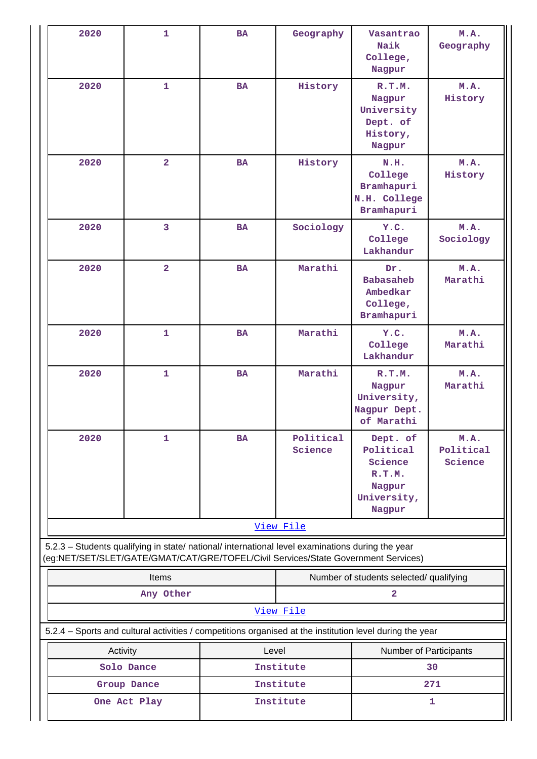| 2020 | 1 | BA | Geography | Vasantrao Naik College, Nagpur | M.A. Geography |
|---|---|---|---|---|---|
| 2020 | 1 | BA | History | R.T.M. Nagpur University Dept. of History, Nagpur | M.A. History |
| 2020 | 2 | BA | History | N.H. College Bramhapuri N.H. College Bramhapuri | M.A. History |
| 2020 | 3 | BA | Sociology | Y.C. College Lakhandur | M.A. Sociology |
| 2020 | 2 | BA | Marathi | Dr. Babasaheb Ambedkar College, Bramhapuri | M.A. Marathi |
| 2020 | 1 | BA | Marathi | Y.C. College Lakhandur | M.A. Marathi |
| 2020 | 1 | BA | Marathi | R.T.M. Nagpur University, Nagpur Dept. of Marathi | M.A. Marathi |
| 2020 | 1 | BA | Political Science | Dept. of Political Science R.T.M. Nagpur University, Nagpur | M.A. Political Science |

View File

5.2.3 – Students qualifying in state/ national/ international level examinations during the year (eg:NET/SET/SLET/GATE/GMAT/CAT/GRE/TOFEL/Civil Services/State Government Services)

| Items | Number of students selected/ qualifying |
|---|---|
| Any Other | 2 |

View File

5.2.4 – Sports and cultural activities / competitions organised at the institution level during the year

| Activity | Level | Number of Participants |
|---|---|---|
| Solo Dance | Institute | 30 |
| Group Dance | Institute | 271 |
| One Act Play | Institute | 1 |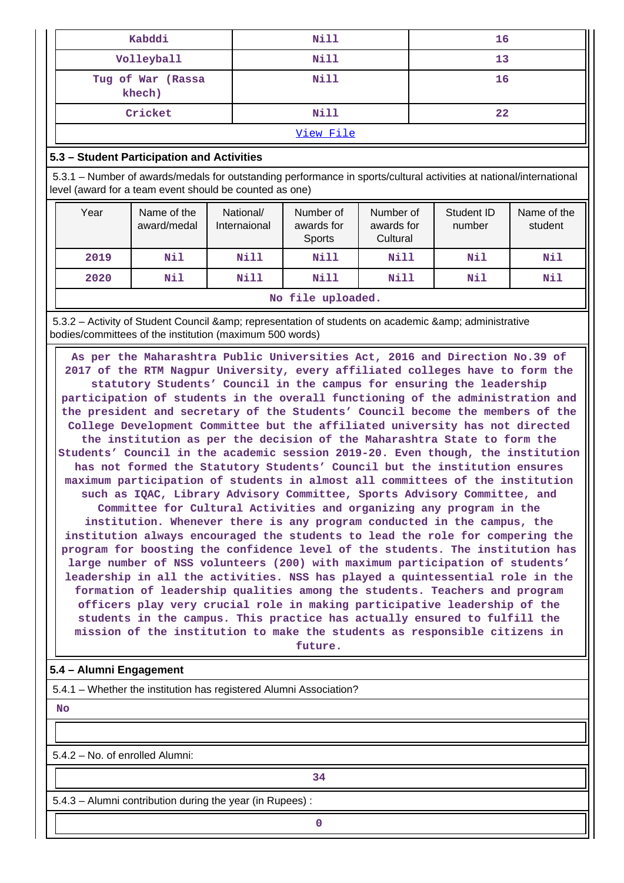| Kabddi | Nill | 16 |
|---|---|---|
| Volleyball | Nill | 13 |
| Tug of War (Rassa khech) | Nill | 16 |
| Cricket | Nill | 22 |

View File

## 5.3 – Student Participation and Activities

5.3.1 – Number of awards/medals for outstanding performance in sports/cultural activities at national/international level (award for a team event should be counted as one)

| Year | Name of the award/medal | National/ Internaional | Number of awards for Sports | Number of awards for Cultural | Student ID number | Name of the student |
|---|---|---|---|---|---|---|
| 2019 | Nil | Nill | Nill | Nill | Nil | Nil |
| 2020 | Nil | Nill | Nill | Nill | Nil | Nil |

No file uploaded.

5.3.2 – Activity of Student Council &amp; representation of students on academic &amp; administrative bodies/committees of the institution (maximum 500 words)

As per the Maharashtra Public Universities Act, 2016 and Direction No.39 of 2017 of the RTM Nagpur University, every affiliated colleges have to form the statutory Students' Council in the campus for ensuring the leadership participation of students in the overall functioning of the administration and the president and secretary of the Students' Council become the members of the College Development Committee but the affiliated university has not directed the institution as per the decision of the Maharashtra State to form the Students' Council in the academic session 2019-20. Even though, the institution has not formed the Statutory Students' Council but the institution ensures maximum participation of students in almost all committees of the institution such as IQAC, Library Advisory Committee, Sports Advisory Committee, and Committee for Cultural Activities and organizing any program in the institution. Whenever there is any program conducted in the campus, the institution always encouraged the students to lead the role for compering the program for boosting the confidence level of the students. The institution has large number of NSS volunteers (200) with maximum participation of students' leadership in all the activities. NSS has played a quintessential role in the formation of leadership qualities among the students. Teachers and program officers play very crucial role in making participative leadership of the students in the campus. This practice has actually ensured to fulfill the mission of the institution to make the students as responsible citizens in future.

## 5.4 – Alumni Engagement

5.4.1 – Whether the institution has registered Alumni Association?

No

5.4.2 – No. of enrolled Alumni:

34

5.4.3 – Alumni contribution during the year (in Rupees) :

0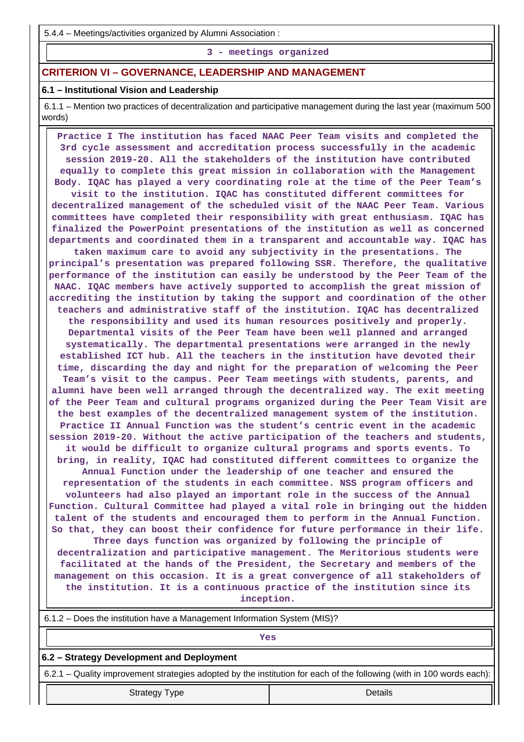5.4.4 – Meetings/activities organized by Alumni Association :

**3 - meetings organized**

## CRITERION VI – GOVERNANCE, LEADERSHIP AND MANAGEMENT

### 6.1 – Institutional Vision and Leadership

6.1.1 – Mention two practices of decentralization and participative management during the last year (maximum 500 words)

**Practice I The institution has faced NAAC Peer Team visits and completed the 3rd cycle assessment and accreditation process successfully in the academic session 2019-20. All the stakeholders of the institution have contributed equally to complete this great mission in collaboration with the Management Body. IQAC has played a very coordinating role at the time of the Peer Team's visit to the institution. IQAC has constituted different committees for decentralized management of the scheduled visit of the NAAC Peer Team. Various committees have completed their responsibility with great enthusiasm. IQAC has finalized the PowerPoint presentations of the institution as well as concerned departments and coordinated them in a transparent and accountable way. IQAC has taken maximum care to avoid any subjectivity in the presentations. The principal's presentation was prepared following SSR. Therefore, the qualitative performance of the institution can easily be understood by the Peer Team of the NAAC. IQAC members have actively supported to accomplish the great mission of accrediting the institution by taking the support and coordination of the other teachers and administrative staff of the institution. IQAC has decentralized the responsibility and used its human resources positively and properly. Departmental visits of the Peer Team have been well planned and arranged systematically. The departmental presentations were arranged in the newly established ICT hub. All the teachers in the institution have devoted their time, discarding the day and night for the preparation of welcoming the Peer Team's visit to the campus. Peer Team meetings with students, parents, and alumni have been well arranged through the decentralized way. The exit meeting of the Peer Team and cultural programs organized during the Peer Team Visit are the best examples of the decentralized management system of the institution. Practice II Annual Function was the student's centric event in the academic session 2019-20. Without the active participation of the teachers and students, it would be difficult to organize cultural programs and sports events. To bring, in reality, IQAC had constituted different committees to organize the Annual Function under the leadership of one teacher and ensured the representation of the students in each committee. NSS program officers and volunteers had also played an important role in the success of the Annual Function. Cultural Committee had played a vital role in bringing out the hidden talent of the students and encouraged them to perform in the Annual Function. So that, they can boost their confidence for future performance in their life. Three days function was organized by following the principle of decentralization and participative management. The Meritorious students were facilitated at the hands of the President, the Secretary and members of the management on this occasion. It is a great convergence of all stakeholders of the institution. It is a continuous practice of the institution since its inception.**

6.1.2 – Does the institution have a Management Information System (MIS)?

**Yes**

### 6.2 – Strategy Development and Deployment

6.2.1 – Quality improvement strategies adopted by the institution for each of the following (with in 100 words each):

| Strategy Type | Details |
|---|---|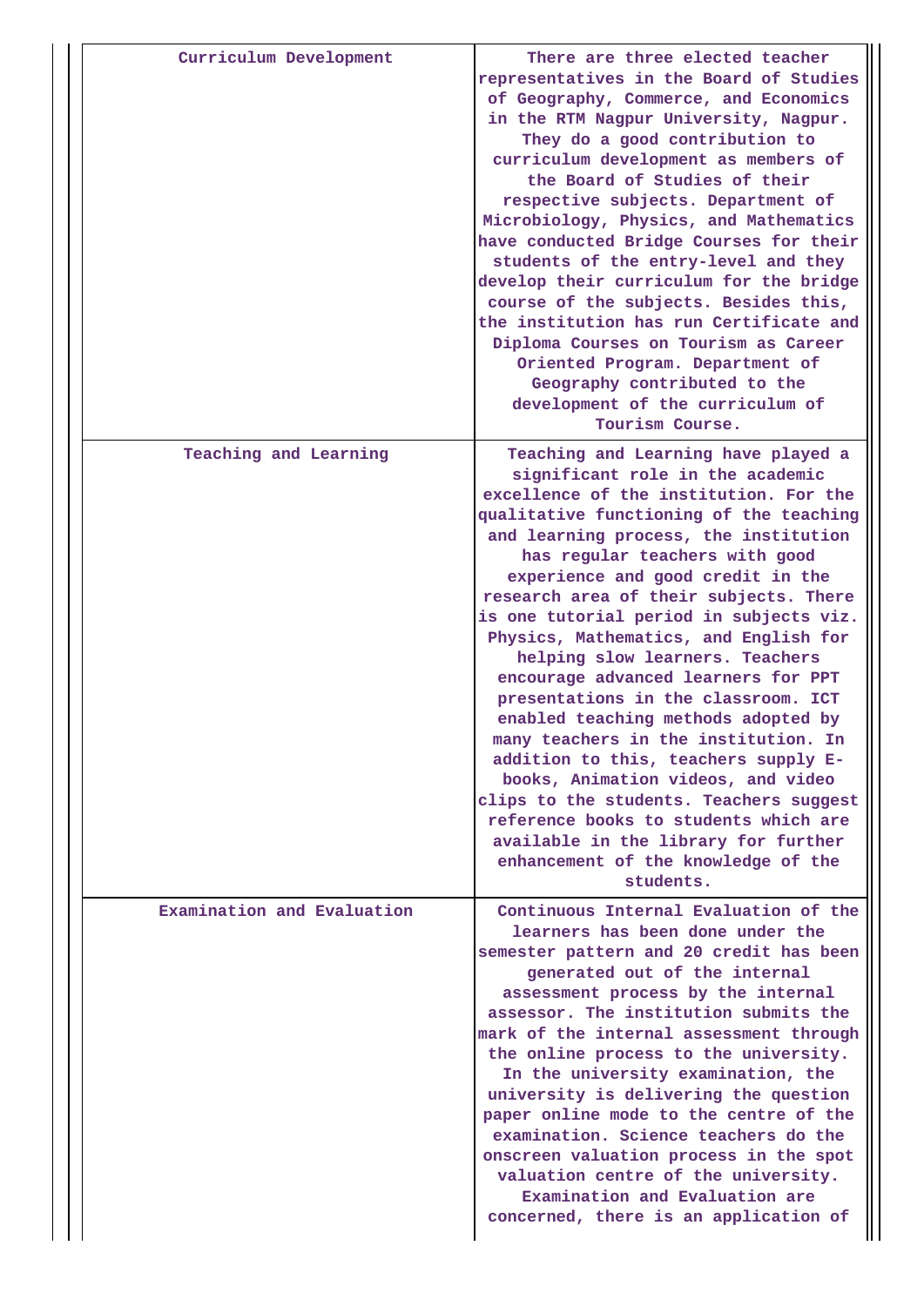| | |
|---|---|
| Curriculum Development | There are three elected teacher representatives in the Board of Studies of Geography, Commerce, and Economics in the RTM Nagpur University, Nagpur. They do a good contribution to curriculum development as members of the Board of Studies of their respective subjects. Department of Microbiology, Physics, and Mathematics have conducted Bridge Courses for their students of the entry-level and they develop their curriculum for the bridge course of the subjects. Besides this, the institution has run Certificate and Diploma Courses on Tourism as Career Oriented Program. Department of Geography contributed to the development of the curriculum of Tourism Course. |
| Teaching and Learning | Teaching and Learning have played a significant role in the academic excellence of the institution. For the qualitative functioning of the teaching and learning process, the institution has regular teachers with good experience and good credit in the research area of their subjects. There is one tutorial period in subjects viz. Physics, Mathematics, and English for helping slow learners. Teachers encourage advanced learners for PPT presentations in the classroom. ICT enabled teaching methods adopted by many teachers in the institution. In addition to this, teachers supply E-books, Animation videos, and video clips to the students. Teachers suggest reference books to students which are available in the library for further enhancement of the knowledge of the students. |
| Examination and Evaluation | Continuous Internal Evaluation of the learners has been done under the semester pattern and 20 credit has been generated out of the internal assessment process by the internal assessor. The institution submits the mark of the internal assessment through the online process to the university. In the university examination, the university is delivering the question paper online mode to the centre of the examination. Science teachers do the onscreen valuation process in the spot valuation centre of the university. Examination and Evaluation are concerned, there is an application of |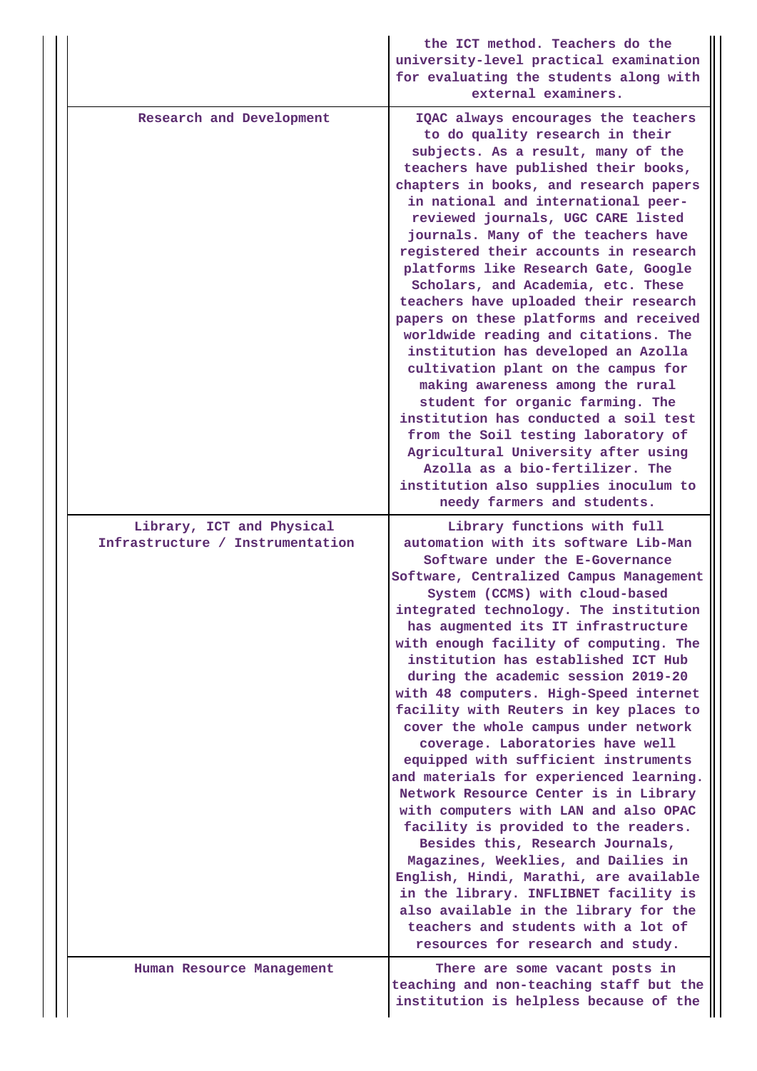| | |
|---|---|
| | the ICT method. Teachers do the university-level practical examination for evaluating the students along with external examiners. |
| Research and Development | IQAC always encourages the teachers to do quality research in their subjects. As a result, many of the teachers have published their books, chapters in books, and research papers in national and international peer-reviewed journals, UGC CARE listed journals. Many of the teachers have registered their accounts in research platforms like Research Gate, Google Scholars, and Academia, etc. These teachers have uploaded their research papers on these platforms and received worldwide reading and citations. The institution has developed an Azolla cultivation plant on the campus for making awareness among the rural student for organic farming. The institution has conducted a soil test from the Soil testing laboratory of Agricultural University after using Azolla as a bio-fertilizer. The institution also supplies inoculum to needy farmers and students. |
| Library, ICT and Physical Infrastructure / Instrumentation | Library functions with full automation with its software Lib-Man Software under the E-Governance Software, Centralized Campus Management System (CCMS) with cloud-based integrated technology. The institution has augmented its IT infrastructure with enough facility of computing. The institution has established ICT Hub during the academic session 2019-20 with 48 computers. High-Speed internet facility with Reuters in key places to cover the whole campus under network coverage. Laboratories have well equipped with sufficient instruments and materials for experienced learning. Network Resource Center is in Library with computers with LAN and also OPAC facility is provided to the readers. Besides this, Research Journals, Magazines, Weeklies, and Dailies in English, Hindi, Marathi, are available in the library. INFLIBNET facility is also available in the library for the teachers and students with a lot of resources for research and study. |
| Human Resource Management | There are some vacant posts in teaching and non-teaching staff but the institution is helpless because of the |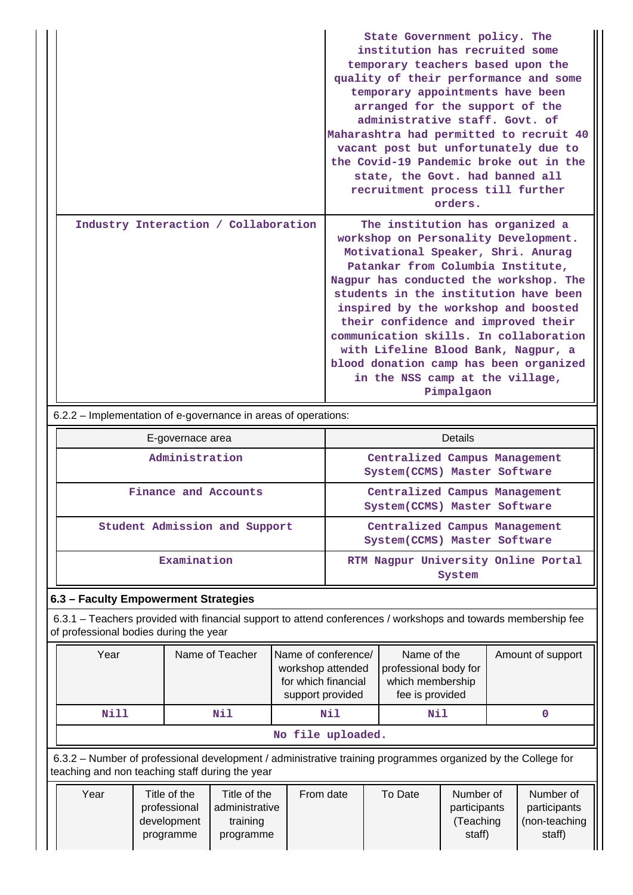| | |
|---|---|
| | State Government policy. The institution has recruited some temporary teachers based upon the quality of their performance and some temporary appointments have been arranged for the support of the administrative staff. Govt. of Maharashtra had permitted to recruit 40 vacant post but unfortunately due to the Covid-19 Pandemic broke out in the state, the Govt. had banned all recruitment process till further orders. |
| Industry Interaction / Collaboration | The institution has organized a workshop on Personality Development. Motivational Speaker, Shri. Anurag Patankar from Columbia Institute, Nagpur has conducted the workshop. The students in the institution have been inspired by the workshop and boosted their confidence and improved their communication skills. In collaboration with Lifeline Blood Bank, Nagpur, a blood donation camp has been organized in the NSS camp at the village, Pimpalgaon |

6.2.2 – Implementation of e-governance in areas of operations:

| E-governace area | Details |
|---|---|
| Administration | Centralized Campus Management System(CCMS) Master Software |
| Finance and Accounts | Centralized Campus Management System(CCMS) Master Software |
| Student Admission and Support | Centralized Campus Management System(CCMS) Master Software |
| Examination | RTM Nagpur University Online Portal System |

### 6.3 – Faculty Empowerment Strategies

6.3.1 – Teachers provided with financial support to attend conferences / workshops and towards membership fee of professional bodies during the year

| Year | Name of Teacher | Name of conference/ workshop attended for which financial support provided | Name of the professional body for which membership fee is provided | Amount of support |
|---|---|---|---|---|
| Nill | Nil | Nil | Nil | 0 |
| No file uploaded. | | | | |

6.3.2 – Number of professional development / administrative training programmes organized by the College for teaching and non teaching staff during the year

| Year | Title of the professional development programme | Title of the administrative training programme | From date | To Date | Number of participants (Teaching staff) | Number of participants (non-teaching staff) |
|---|---|---|---|---|---|---|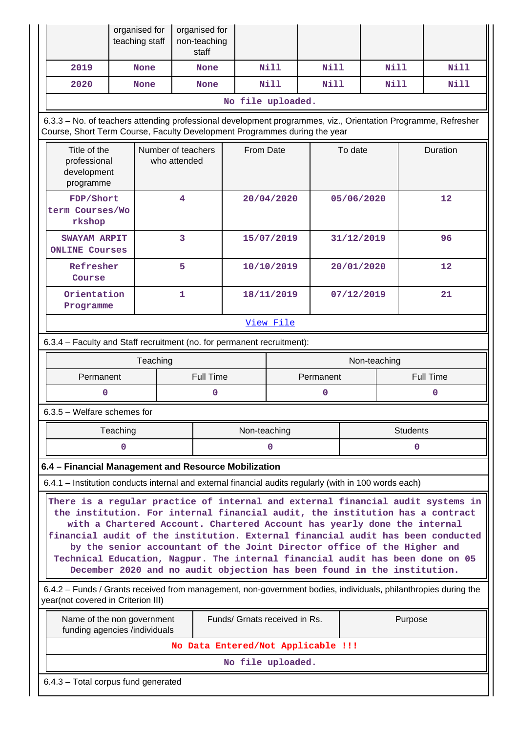| | organised for teaching staff | organised for non-teaching staff | | | | |
|---|---|---|---|---|---|---|
| 2019 | None | None | Nill | Nill | Nill | Nill |
| 2020 | None | None | Nill | Nill | Nill | Nill |
| No file uploaded. | | | | | | |

6.3.3 – No. of teachers attending professional development programmes, viz., Orientation Programme, Refresher Course, Short Term Course, Faculty Development Programmes during the year

| Title of the professional development programme | Number of teachers who attended | From Date | To date | Duration |
|---|---|---|---|---|
| FDP/Short term Courses/Workshop | 4 | 20/04/2020 | 05/06/2020 | 12 |
| SWAYAM ARPIT ONLINE Courses | 3 | 15/07/2019 | 31/12/2019 | 96 |
| Refresher Course | 5 | 10/10/2019 | 20/01/2020 | 12 |
| Orientation Programme | 1 | 18/11/2019 | 07/12/2019 | 21 |
| View File | | | | |

6.3.4 – Faculty and Staff recruitment (no. for permanent recruitment):

| Teaching | | Non-teaching | |
|---|---|---|---|
| Permanent | Full Time | Permanent | Full Time |
| 0 | 0 | 0 | 0 |

6.3.5 – Welfare schemes for

| Teaching | Non-teaching | Students |
|---|---|---|
| 0 | 0 | 0 |

**6.4 – Financial Management and Resource Mobilization**

6.4.1 – Institution conducts internal and external financial audits regularly (with in 100 words each)

There is a regular practice of internal and external financial audit systems in the institution. For internal financial audit, the institution has a contract with a Chartered Account. Chartered Account has yearly done the internal financial audit of the institution. External financial audit has been conducted by the senior accountant of the Joint Director office of the Higher and Technical Education, Nagpur. The internal financial audit has been done on 05 December 2020 and no audit objection has been found in the institution.

6.4.2 – Funds / Grants received from management, non-government bodies, individuals, philanthropies during the year(not covered in Criterion III)

| Name of the non government funding agencies /individuals | Funds/ Grnats received in Rs. | Purpose |
|---|---|---|
| No Data Entered/Not Applicable !!! | | |
| No file uploaded. | | |

6.4.3 – Total corpus fund generated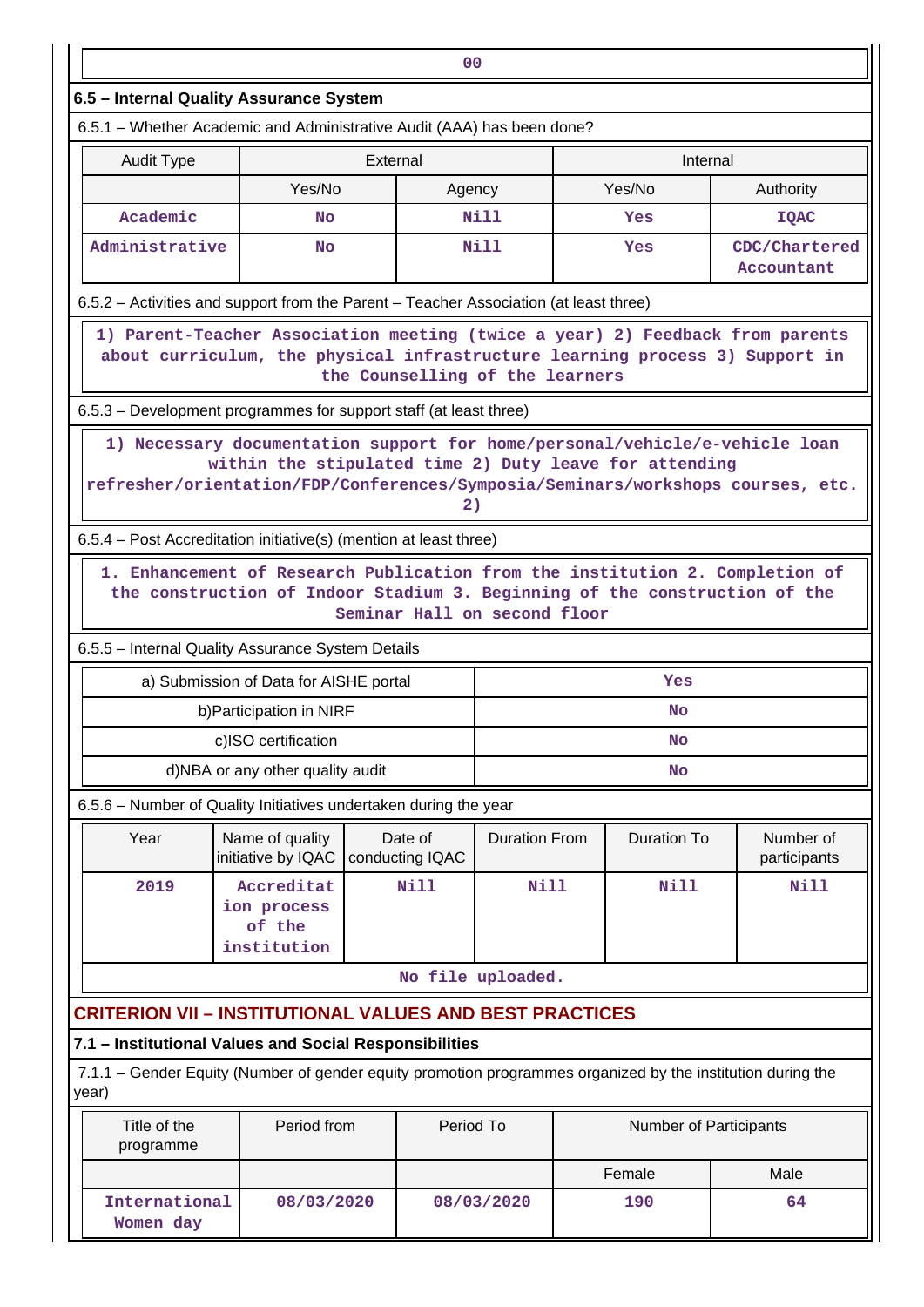| 00 |
|---|

### 6.5 – Internal Quality Assurance System

6.5.1 – Whether Academic and Administrative Audit (AAA) has been done?

| Audit Type | External | | Internal | |
|---|---|---|---|---|
| | Yes/No | Agency | Yes/No | Authority |
| Academic | No | Nill | Yes | IQAC |
| Administrative | No | Nill | Yes | CDC/Chartered Accountant |

6.5.2 – Activities and support from the Parent – Teacher Association (at least three)

1) Parent-Teacher Association meeting (twice a year) 2) Feedback from parents about curriculum, the physical infrastructure learning process 3) Support in the Counselling of the learners

6.5.3 – Development programmes for support staff (at least three)

1) Necessary documentation support for home/personal/vehicle/e-vehicle loan within the stipulated time 2) Duty leave for attending refresher/orientation/FDP/Conferences/Symposia/Seminars/workshops courses, etc. 2)

6.5.4 – Post Accreditation initiative(s) (mention at least three)

1. Enhancement of Research Publication from the institution 2. Completion of the construction of Indoor Stadium 3. Beginning of the construction of the Seminar Hall on second floor

6.5.5 – Internal Quality Assurance System Details

| | |
|---|---|
| a) Submission of Data for AISHE portal | Yes |
| b)Participation in NIRF | No |
| c)ISO certification | No |
| d)NBA or any other quality audit | No |

6.5.6 – Number of Quality Initiatives undertaken during the year

| Year | Name of quality initiative by IQAC | Date of conducting IQAC | Duration From | Duration To | Number of participants |
|---|---|---|---|---|---|
| 2019 | Accreditation process of the institution | Nill | Nill | Nill | Nill |

No file uploaded.

## CRITERION VII – INSTITUTIONAL VALUES AND BEST PRACTICES

### 7.1 – Institutional Values and Social Responsibilities

7.1.1 – Gender Equity (Number of gender equity promotion programmes organized by the institution during the year)

| Title of the programme | Period from | Period To | Number of Participants | |
|---|---|---|---|---|
| | | | Female | Male |
| International Women day | 08/03/2020 | 08/03/2020 | 190 | 64 |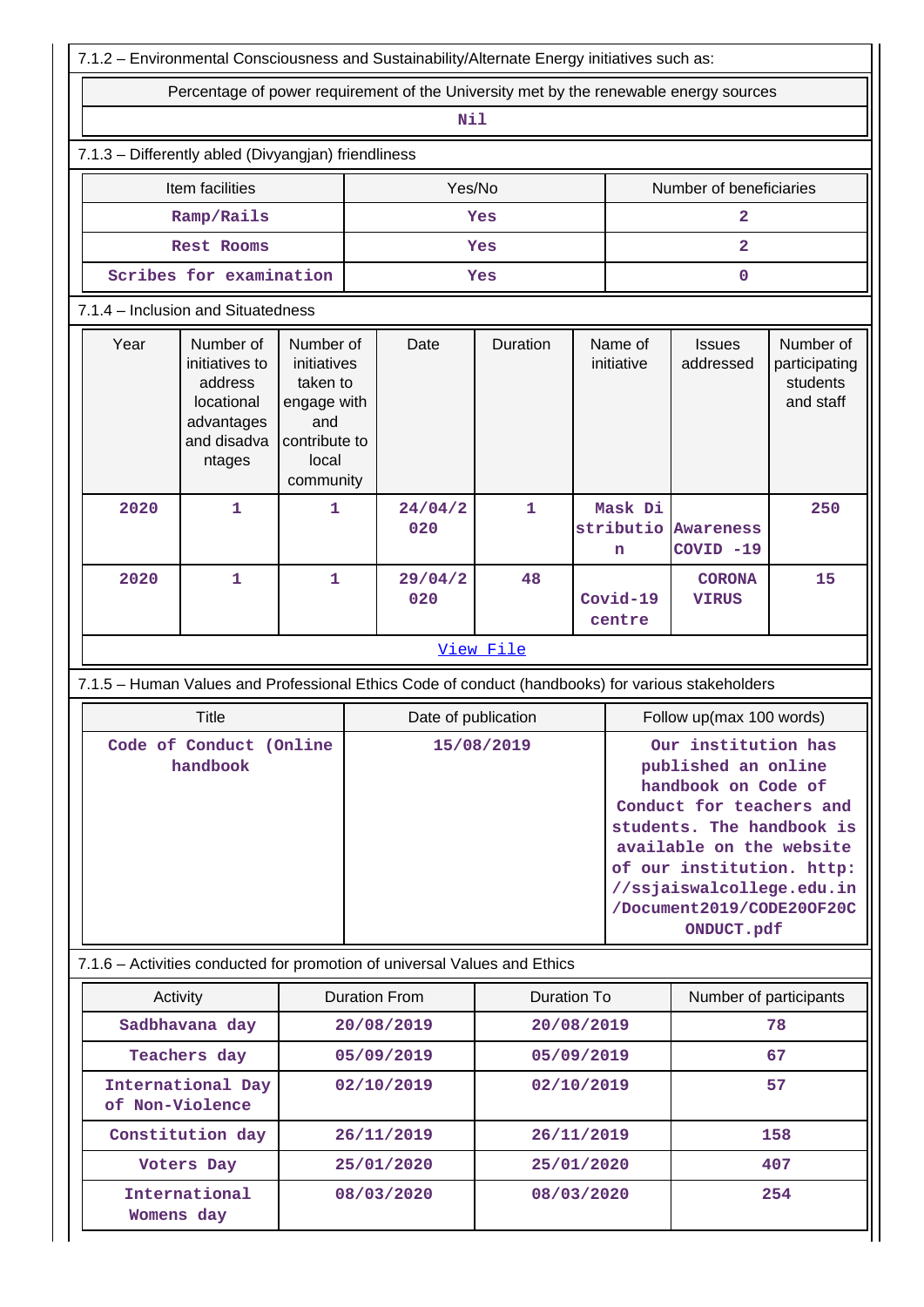7.1.2 – Environmental Consciousness and Sustainability/Alternate Energy initiatives such as:

| Percentage of power requirement of the University met by the renewable energy sources |
|---|
| Nil |

7.1.3 – Differently abled (Divyangjan) friendliness

| Item facilities | Yes/No | Number of beneficiaries |
|---|---|---|
| Ramp/Rails | Yes | 2 |
| Rest Rooms | Yes | 2 |
| Scribes for examination | Yes | 0 |

7.1.4 – Inclusion and Situatedness

| Year | Number of initiatives to address locational advantages and disadvantages | Number of initiatives taken to engage with and contribute to local community | Date | Duration | Name of initiative | Issues addressed | Number of participating students and staff |
|---|---|---|---|---|---|---|---|
| 2020 | 1 | 1 | 24/04/2020 | 1 | Mask Distribution | Awareness COVID -19 | 250 |
| 2020 | 1 | 1 | 29/04/2020 | 48 | Covid-19 centre | CORONA VIRUS | 15 |

View File

7.1.5 – Human Values and Professional Ethics Code of conduct (handbooks) for various stakeholders

| Title | Date of publication | Follow up(max 100 words) |
|---|---|---|
| Code of Conduct (Online handbook | 15/08/2019 | Our institution has published an online handbook on Code of Conduct for teachers and students. The handbook is available on the website of our institution. http://ssjaiswalcollege.edu.in/Document2019/CODE20OF20CONDUCT.pdf |

7.1.6 – Activities conducted for promotion of universal Values and Ethics

| Activity | Duration From | Duration To | Number of participants |
|---|---|---|---|
| Sadbhavana day | 20/08/2019 | 20/08/2019 | 78 |
| Teachers day | 05/09/2019 | 05/09/2019 | 67 |
| International Day of Non-Violence | 02/10/2019 | 02/10/2019 | 57 |
| Constitution day | 26/11/2019 | 26/11/2019 | 158 |
| Voters Day | 25/01/2020 | 25/01/2020 | 407 |
| International Womens day | 08/03/2020 | 08/03/2020 | 254 |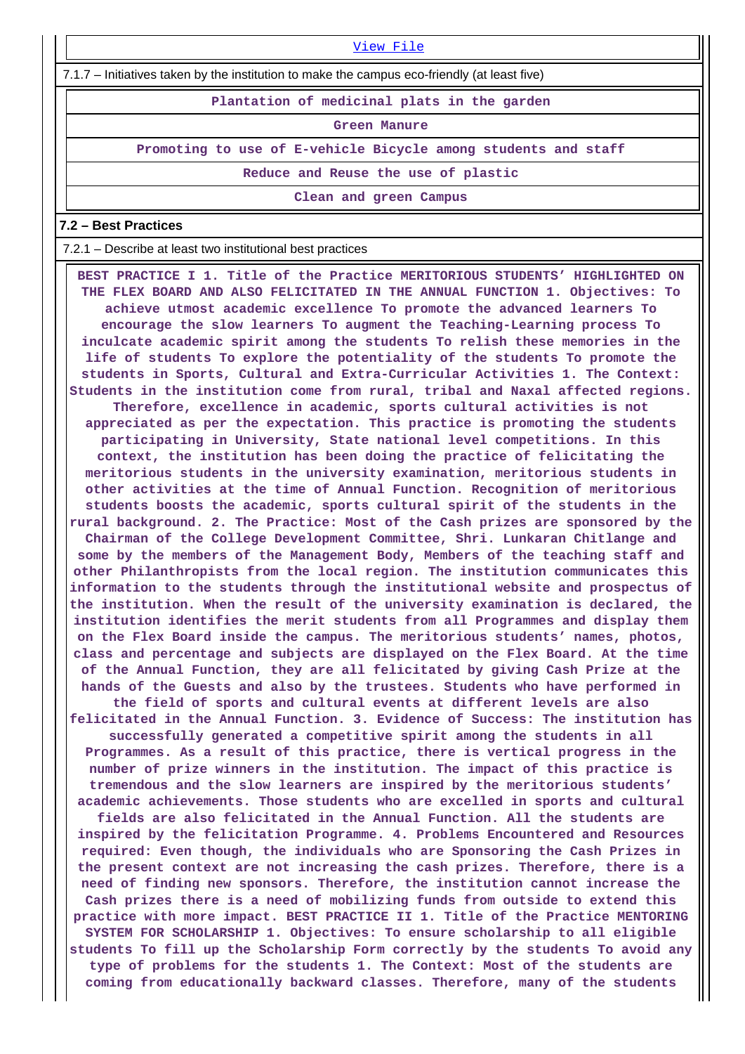View File

7.1.7 – Initiatives taken by the institution to make the campus eco-friendly (at least five)

| Plantation of medicinal plats in the garden |
| --- |
| Green Manure |
| Promoting to use of E-vehicle Bicycle among students and staff |
| Reduce and Reuse the use of plastic |
| Clean and green Campus |

**7.2 – Best Practices**

7.2.1 – Describe at least two institutional best practices

**BEST PRACTICE I 1. Title of the Practice MERITORIOUS STUDENTS' HIGHLIGHTED ON THE FLEX BOARD AND ALSO FELICITATED IN THE ANNUAL FUNCTION 1. Objectives: To achieve utmost academic excellence To promote the advanced learners To encourage the slow learners To augment the Teaching-Learning process To inculcate academic spirit among the students To relish these memories in the life of students To explore the potentiality of the students To promote the students in Sports, Cultural and Extra-Curricular Activities 1. The Context: Students in the institution come from rural, tribal and Naxal affected regions. Therefore, excellence in academic, sports cultural activities is not appreciated as per the expectation. This practice is promoting the students participating in University, State national level competitions. In this context, the institution has been doing the practice of felicitating the meritorious students in the university examination, meritorious students in other activities at the time of Annual Function. Recognition of meritorious students boosts the academic, sports cultural spirit of the students in the rural background. 2. The Practice: Most of the Cash prizes are sponsored by the Chairman of the College Development Committee, Shri. Lunkaran Chitlange and some by the members of the Management Body, Members of the teaching staff and other Philanthropists from the local region. The institution communicates this information to the students through the institutional website and prospectus of the institution. When the result of the university examination is declared, the institution identifies the merit students from all Programmes and display them on the Flex Board inside the campus. The meritorious students' names, photos, class and percentage and subjects are displayed on the Flex Board. At the time of the Annual Function, they are all felicitated by giving Cash Prize at the hands of the Guests and also by the trustees. Students who have performed in the field of sports and cultural events at different levels are also felicitated in the Annual Function. 3. Evidence of Success: The institution has successfully generated a competitive spirit among the students in all Programmes. As a result of this practice, there is vertical progress in the number of prize winners in the institution. The impact of this practice is tremendous and the slow learners are inspired by the meritorious students' academic achievements. Those students who are excelled in sports and cultural fields are also felicitated in the Annual Function. All the students are inspired by the felicitation Programme. 4. Problems Encountered and Resources required: Even though, the individuals who are Sponsoring the Cash Prizes in the present context are not increasing the cash prizes. Therefore, there is a need of finding new sponsors. Therefore, the institution cannot increase the Cash prizes there is a need of mobilizing funds from outside to extend this practice with more impact. BEST PRACTICE II 1. Title of the Practice MENTORING SYSTEM FOR SCHOLARSHIP 1. Objectives: To ensure scholarship to all eligible students To fill up the Scholarship Form correctly by the students To avoid any type of problems for the students 1. The Context: Most of the students are coming from educationally backward classes. Therefore, many of the students**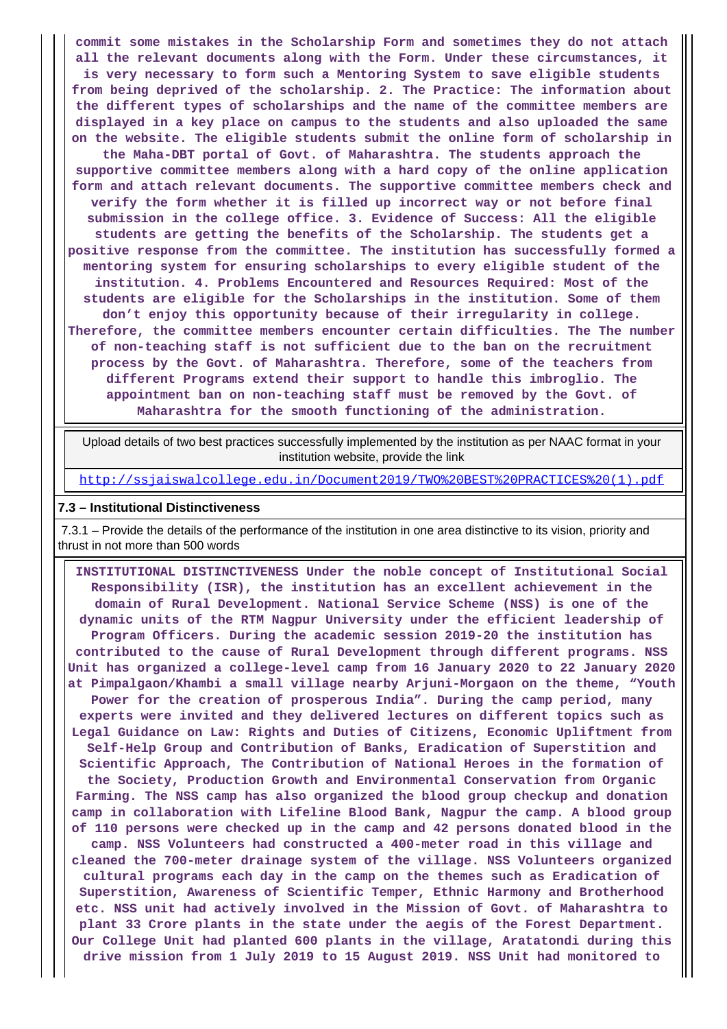commit some mistakes in the Scholarship Form and sometimes they do not attach all the relevant documents along with the Form. Under these circumstances, it is very necessary to form such a Mentoring System to save eligible students from being deprived of the scholarship. 2. The Practice: The information about the different types of scholarships and the name of the committee members are displayed in a key place on campus to the students and also uploaded the same on the website. The eligible students submit the online form of scholarship in the Maha-DBT portal of Govt. of Maharashtra. The students approach the supportive committee members along with a hard copy of the online application form and attach relevant documents. The supportive committee members check and verify the form whether it is filled up incorrect way or not before final submission in the college office. 3. Evidence of Success: All the eligible students are getting the benefits of the Scholarship. The students get a positive response from the committee. The institution has successfully formed a mentoring system for ensuring scholarships to every eligible student of the institution. 4. Problems Encountered and Resources Required: Most of the students are eligible for the Scholarships in the institution. Some of them don't enjoy this opportunity because of their irregularity in college. Therefore, the committee members encounter certain difficulties. The The number of non-teaching staff is not sufficient due to the ban on the recruitment process by the Govt. of Maharashtra. Therefore, some of the teachers from different Programs extend their support to handle this imbroglio. The appointment ban on non-teaching staff must be removed by the Govt. of Maharashtra for the smooth functioning of the administration.

Upload details of two best practices successfully implemented by the institution as per NAAC format in your institution website, provide the link

http://ssjaiswalcollege.edu.in/Document2019/TWO%20BEST%20PRACTICES%20(1).pdf

### 7.3 – Institutional Distinctiveness

7.3.1 – Provide the details of the performance of the institution in one area distinctive to its vision, priority and thrust in not more than 500 words

INSTITUTIONAL DISTINCTIVENESS Under the noble concept of Institutional Social Responsibility (ISR), the institution has an excellent achievement in the domain of Rural Development. National Service Scheme (NSS) is one of the dynamic units of the RTM Nagpur University under the efficient leadership of Program Officers. During the academic session 2019-20 the institution has contributed to the cause of Rural Development through different programs. NSS Unit has organized a college-level camp from 16 January 2020 to 22 January 2020 at Pimpalgaon/Khambi a small village nearby Arjuni-Morgaon on the theme, "Youth Power for the creation of prosperous India". During the camp period, many experts were invited and they delivered lectures on different topics such as Legal Guidance on Law: Rights and Duties of Citizens, Economic Upliftment from Self-Help Group and Contribution of Banks, Eradication of Superstition and Scientific Approach, The Contribution of National Heroes in the formation of the Society, Production Growth and Environmental Conservation from Organic Farming. The NSS camp has also organized the blood group checkup and donation camp in collaboration with Lifeline Blood Bank, Nagpur the camp. A blood group of 110 persons were checked up in the camp and 42 persons donated blood in the camp. NSS Volunteers had constructed a 400-meter road in this village and cleaned the 700-meter drainage system of the village. NSS Volunteers organized cultural programs each day in the camp on the themes such as Eradication of Superstition, Awareness of Scientific Temper, Ethnic Harmony and Brotherhood etc. NSS unit had actively involved in the Mission of Govt. of Maharashtra to plant 33 Crore plants in the state under the aegis of the Forest Department. Our College Unit had planted 600 plants in the village, Aratatondi during this drive mission from 1 July 2019 to 15 August 2019. NSS Unit had monitored to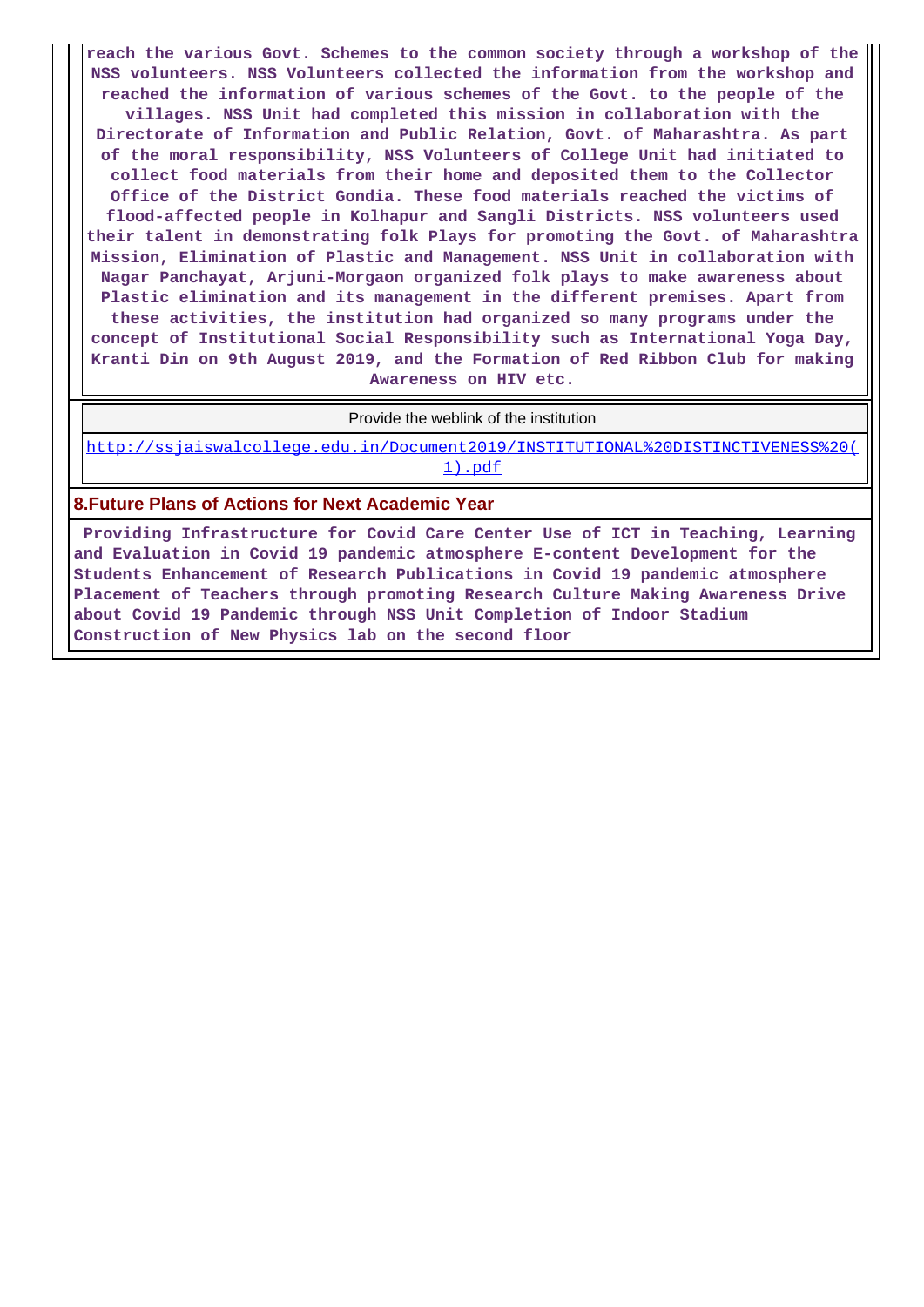**reach the various Govt. Schemes to the common society through a workshop of the NSS volunteers. NSS Volunteers collected the information from the workshop and reached the information of various schemes of the Govt. to the people of the villages. NSS Unit had completed this mission in collaboration with the Directorate of Information and Public Relation, Govt. of Maharashtra. As part of the moral responsibility, NSS Volunteers of College Unit had initiated to collect food materials from their home and deposited them to the Collector Office of the District Gondia. These food materials reached the victims of flood-affected people in Kolhapur and Sangli Districts. NSS volunteers used their talent in demonstrating folk Plays for promoting the Govt. of Maharashtra Mission, Elimination of Plastic and Management. NSS Unit in collaboration with Nagar Panchayat, Arjuni-Morgaon organized folk plays to make awareness about Plastic elimination and its management in the different premises. Apart from these activities, the institution had organized so many programs under the concept of Institutional Social Responsibility such as International Yoga Day, Kranti Din on 9th August 2019, and the Formation of Red Ribbon Club for making Awareness on HIV etc.**

| Provide the weblink of the institution |
| --- |
| http://ssjaiswalcollege.edu.in/Document2019/INSTITUTIONAL%20DISTINCTIVENESS%20(1).pdf |

## 8.Future Plans of Actions for Next Academic Year

**Providing Infrastructure for Covid Care Center Use of ICT in Teaching, Learning and Evaluation in Covid 19 pandemic atmosphere E-content Development for the Students Enhancement of Research Publications in Covid 19 pandemic atmosphere Placement of Teachers through promoting Research Culture Making Awareness Drive about Covid 19 Pandemic through NSS Unit Completion of Indoor Stadium Construction of New Physics lab on the second floor**